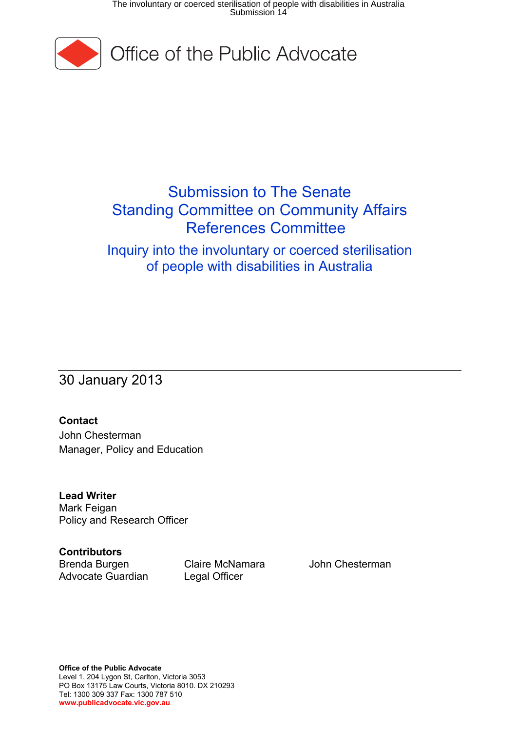# Office of the Public Advocate

## Submission to The Senate Standing Committee on Community Affairs References Committee

### Inquiry into the involuntary or coerced sterilisation of people with disabilities in Australia

30 January 2013

**Contact**
John Chesterman
Manager, Policy and Education

**Lead Writer**
Mark Feigan
Policy and Research Officer

**Contributors**

Brenda Burgen
Advocate Guardian

Claire McNamara
Legal Officer

John Chesterman

**Office of the Public Advocate**
Level 1, 204 Lygon St, Carlton, Victoria 3053
PO Box 13175 Law Courts, Victoria 8010. DX 210293
Tel: 1300 309 337 Fax: 1300 787 510
**www.publicadvocate.vic.gov.au**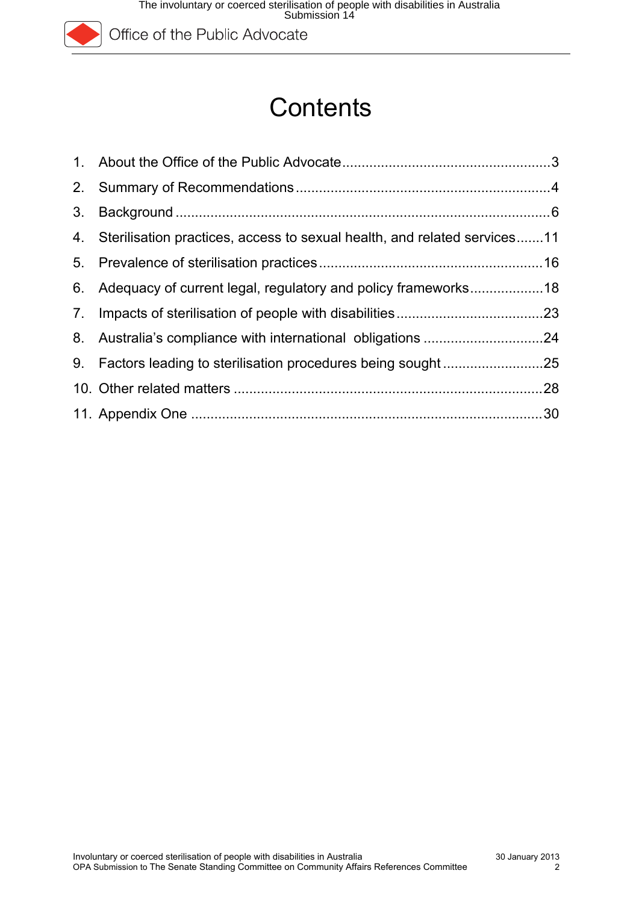# Contents

1. About the Office of the Public Advocate ..... 3
2. Summary of Recommendations ..... 4
3. Background ..... 6
4. Sterilisation practices, access to sexual health, and related services ..... 11
5. Prevalence of sterilisation practices ..... 16
6. Adequacy of current legal, regulatory and policy frameworks ..... 18
7. Impacts of sterilisation of people with disabilities ..... 23
8. Australia's compliance with international obligations ..... 24
9. Factors leading to sterilisation procedures being sought ..... 25
10. Other related matters ..... 28
11. Appendix One ..... 30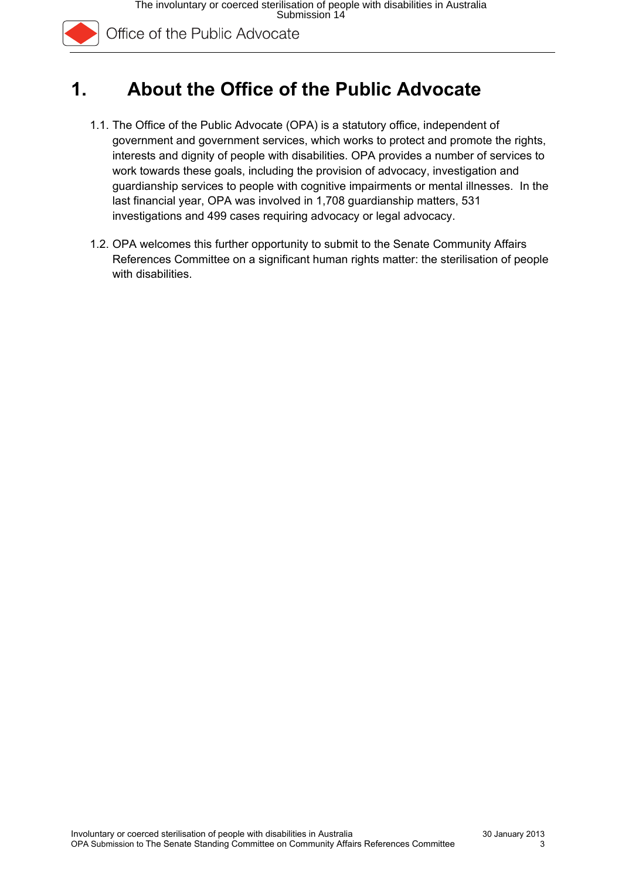# 1. About the Office of the Public Advocate

1.1. The Office of the Public Advocate (OPA) is a statutory office, independent of government and government services, which works to protect and promote the rights, interests and dignity of people with disabilities. OPA provides a number of services to work towards these goals, including the provision of advocacy, investigation and guardianship services to people with cognitive impairments or mental illnesses. In the last financial year, OPA was involved in 1,708 guardianship matters, 531 investigations and 499 cases requiring advocacy or legal advocacy.

1.2. OPA welcomes this further opportunity to submit to the Senate Community Affairs References Committee on a significant human rights matter: the sterilisation of people with disabilities.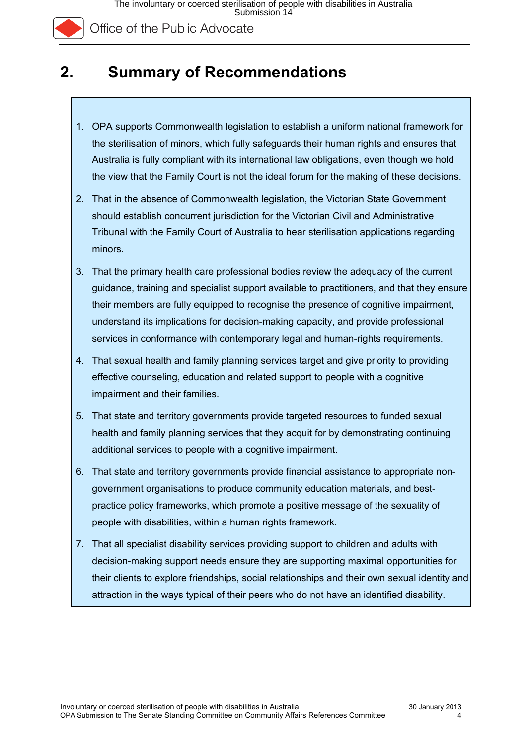## 2. Summary of Recommendations

1. OPA supports Commonwealth legislation to establish a uniform national framework for the sterilisation of minors, which fully safeguards their human rights and ensures that Australia is fully compliant with its international law obligations, even though we hold the view that the Family Court is not the ideal forum for the making of these decisions.
2. That in the absence of Commonwealth legislation, the Victorian State Government should establish concurrent jurisdiction for the Victorian Civil and Administrative Tribunal with the Family Court of Australia to hear sterilisation applications regarding minors.
3. That the primary health care professional bodies review the adequacy of the current guidance, training and specialist support available to practitioners, and that they ensure their members are fully equipped to recognise the presence of cognitive impairment, understand its implications for decision-making capacity, and provide professional services in conformance with contemporary legal and human-rights requirements.
4. That sexual health and family planning services target and give priority to providing effective counseling, education and related support to people with a cognitive impairment and their families.
5. That state and territory governments provide targeted resources to funded sexual health and family planning services that they acquit for by demonstrating continuing additional services to people with a cognitive impairment.
6. That state and territory governments provide financial assistance to appropriate non-government organisations to produce community education materials, and best-practice policy frameworks, which promote a positive message of the sexuality of people with disabilities, within a human rights framework.
7. That all specialist disability services providing support to children and adults with decision-making support needs ensure they are supporting maximal opportunities for their clients to explore friendships, social relationships and their own sexual identity and attraction in the ways typical of their peers who do not have an identified disability.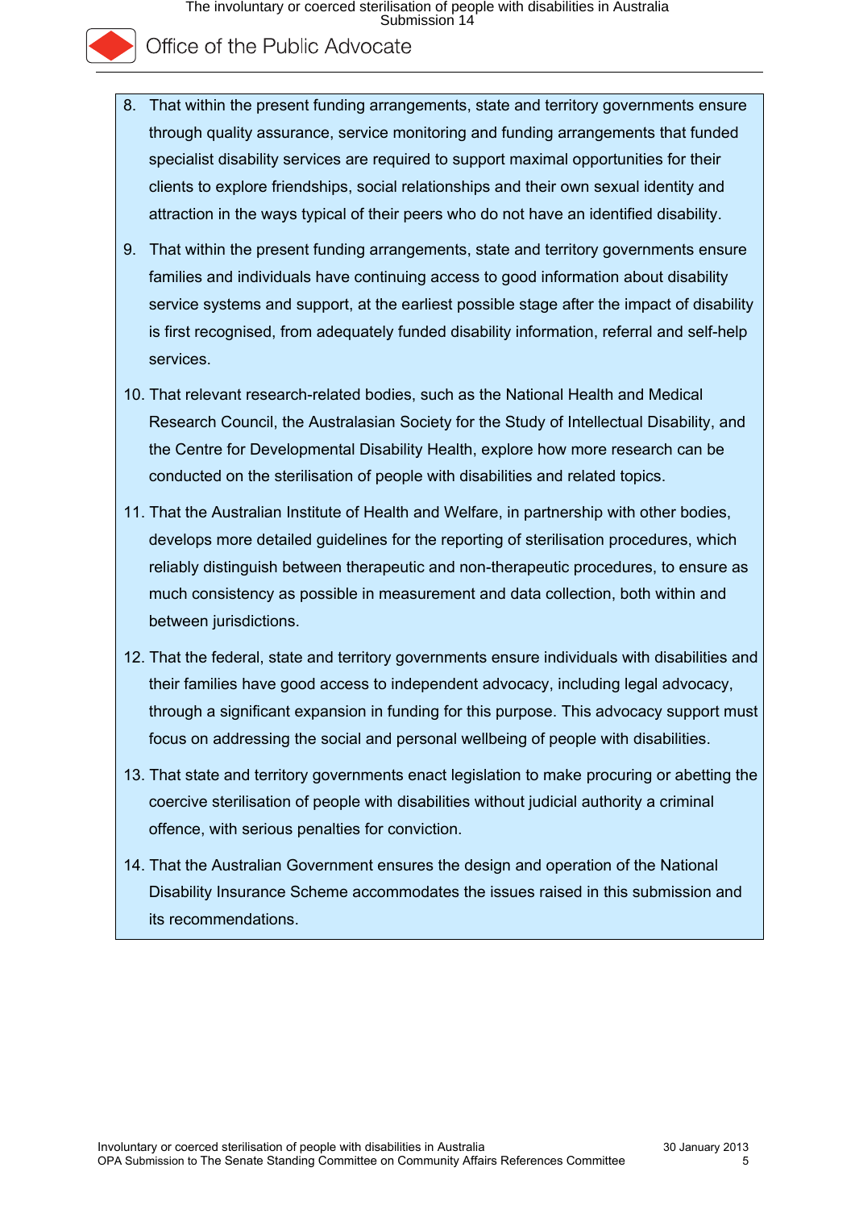8. That within the present funding arrangements, state and territory governments ensure through quality assurance, service monitoring and funding arrangements that funded specialist disability services are required to support maximal opportunities for their clients to explore friendships, social relationships and their own sexual identity and attraction in the ways typical of their peers who do not have an identified disability.
9. That within the present funding arrangements, state and territory governments ensure families and individuals have continuing access to good information about disability service systems and support, at the earliest possible stage after the impact of disability is first recognised, from adequately funded disability information, referral and self-help services.
10. That relevant research-related bodies, such as the National Health and Medical Research Council, the Australasian Society for the Study of Intellectual Disability, and the Centre for Developmental Disability Health, explore how more research can be conducted on the sterilisation of people with disabilities and related topics.
11. That the Australian Institute of Health and Welfare, in partnership with other bodies, develops more detailed guidelines for the reporting of sterilisation procedures, which reliably distinguish between therapeutic and non-therapeutic procedures, to ensure as much consistency as possible in measurement and data collection, both within and between jurisdictions.
12. That the federal, state and territory governments ensure individuals with disabilities and their families have good access to independent advocacy, including legal advocacy, through a significant expansion in funding for this purpose. This advocacy support must focus on addressing the social and personal wellbeing of people with disabilities.
13. That state and territory governments enact legislation to make procuring or abetting the coercive sterilisation of people with disabilities without judicial authority a criminal offence, with serious penalties for conviction.
14. That the Australian Government ensures the design and operation of the National Disability Insurance Scheme accommodates the issues raised in this submission and its recommendations.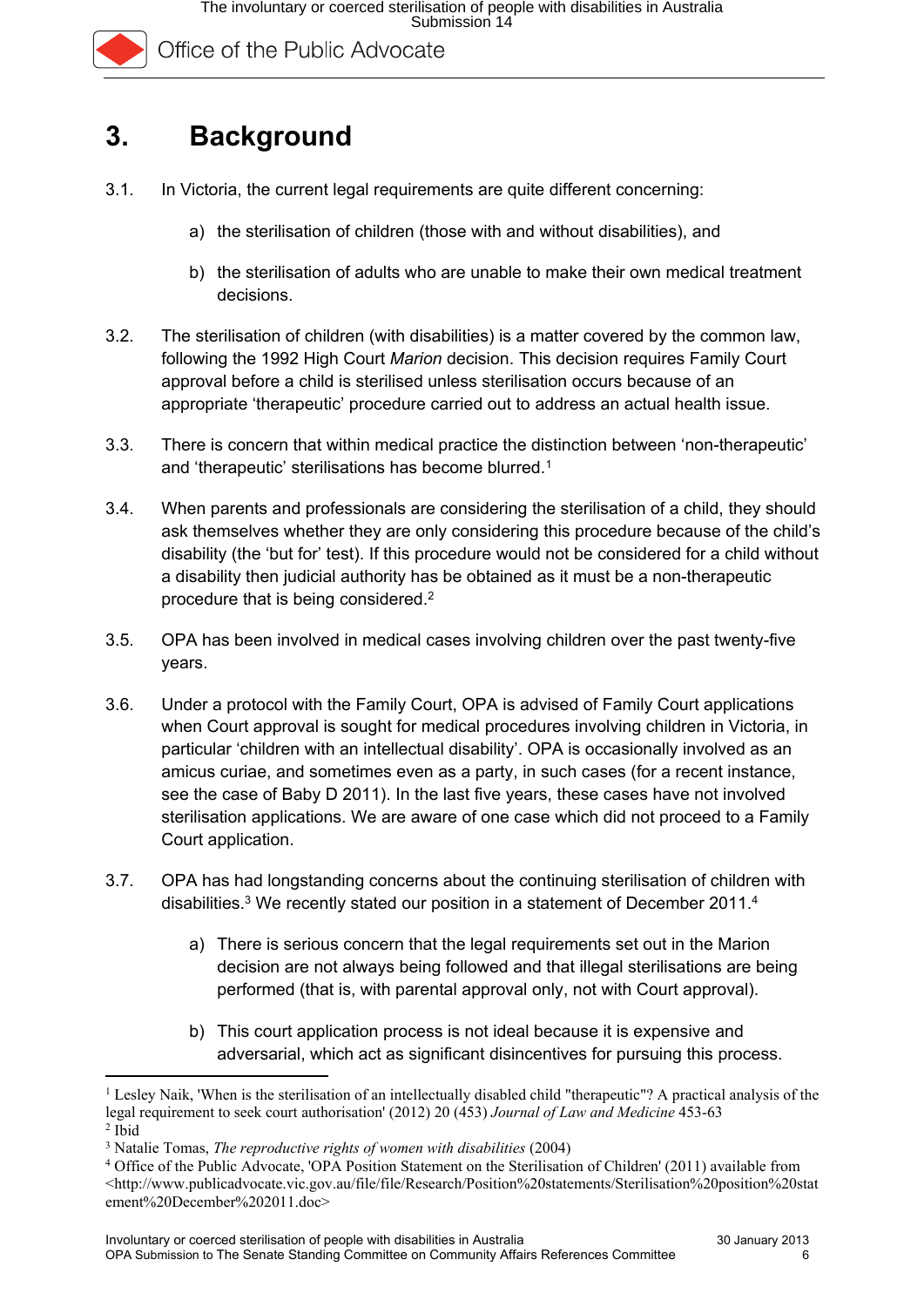# 3. Background

3.1. In Victoria, the current legal requirements are quite different concerning:

   a) the sterilisation of children (those with and without disabilities), and

   b) the sterilisation of adults who are unable to make their own medical treatment decisions.

3.2. The sterilisation of children (with disabilities) is a matter covered by the common law, following the 1992 High Court *Marion* decision. This decision requires Family Court approval before a child is sterilised unless sterilisation occurs because of an appropriate 'therapeutic' procedure carried out to address an actual health issue.

3.3. There is concern that within medical practice the distinction between 'non-therapeutic' and 'therapeutic' sterilisations has become blurred.[1]

3.4. When parents and professionals are considering the sterilisation of a child, they should ask themselves whether they are only considering this procedure because of the child's disability (the 'but for' test). If this procedure would not be considered for a child without a disability then judicial authority has be obtained as it must be a non-therapeutic procedure that is being considered.[2]

3.5. OPA has been involved in medical cases involving children over the past twenty-five years.

3.6. Under a protocol with the Family Court, OPA is advised of Family Court applications when Court approval is sought for medical procedures involving children in Victoria, in particular 'children with an intellectual disability'. OPA is occasionally involved as an amicus curiae, and sometimes even as a party, in such cases (for a recent instance, see the case of Baby D 2011). In the last five years, these cases have not involved sterilisation applications. We are aware of one case which did not proceed to a Family Court application.

3.7. OPA has had longstanding concerns about the continuing sterilisation of children with disabilities.[3] We recently stated our position in a statement of December 2011.[4]

   a) There is serious concern that the legal requirements set out in the Marion decision are not always being followed and that illegal sterilisations are being performed (that is, with parental approval only, not with Court approval).

   b) This court application process is not ideal because it is expensive and adversarial, which act as significant disincentives for pursuing this process.

---

[1] Lesley Naik, 'When is the sterilisation of an intellectually disabled child "therapeutic"? A practical analysis of the legal requirement to seek court authorisation' (2012) 20 (453) *Journal of Law and Medicine* 453-63

[2] Ibid

[3] Natalie Tomas, *The reproductive rights of women with disabilities* (2004)

[4] Office of the Public Advocate, 'OPA Position Statement on the Sterilisation of Children' (2011) available from <http://www.publicadvocate.vic.gov.au/file/file/Research/Position%20statements/Sterilisation%20position%20statement%20December%202011.doc>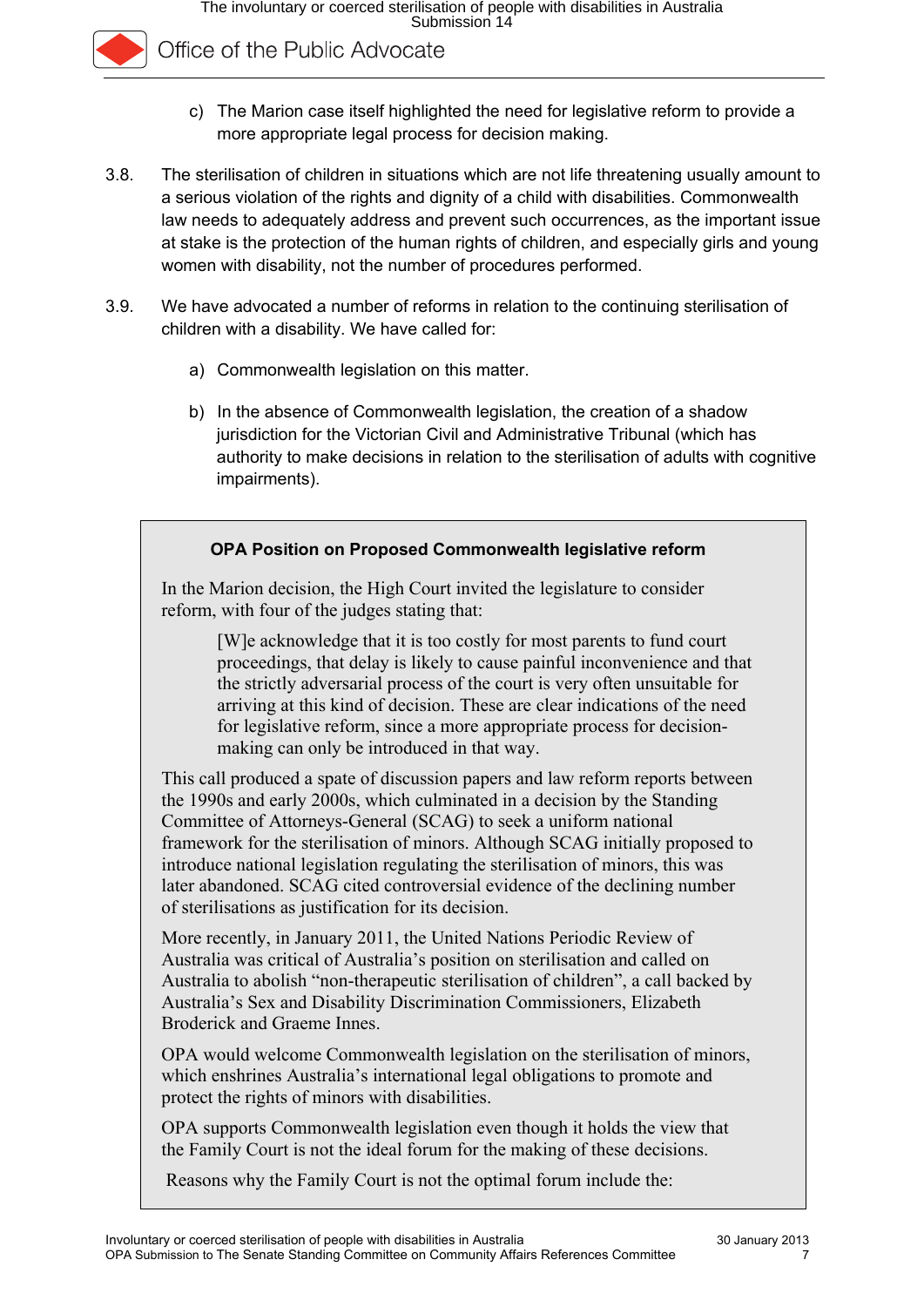c) The Marion case itself highlighted the need for legislative reform to provide a more appropriate legal process for decision making.

3.8. The sterilisation of children in situations which are not life threatening usually amount to a serious violation of the rights and dignity of a child with disabilities. Commonwealth law needs to adequately address and prevent such occurrences, as the important issue at stake is the protection of the human rights of children, and especially girls and young women with disability, not the number of procedures performed.

3.9. We have advocated a number of reforms in relation to the continuing sterilisation of children with a disability. We have called for:

a) Commonwealth legislation on this matter.

b) In the absence of Commonwealth legislation, the creation of a shadow jurisdiction for the Victorian Civil and Administrative Tribunal (which has authority to make decisions in relation to the sterilisation of adults with cognitive impairments).

**OPA Position on Proposed Commonwealth legislative reform**

In the Marion decision, the High Court invited the legislature to consider reform, with four of the judges stating that:

> [W]e acknowledge that it is too costly for most parents to fund court proceedings, that delay is likely to cause painful inconvenience and that the strictly adversarial process of the court is very often unsuitable for arriving at this kind of decision. These are clear indications of the need for legislative reform, since a more appropriate process for decision-making can only be introduced in that way.

This call produced a spate of discussion papers and law reform reports between the 1990s and early 2000s, which culminated in a decision by the Standing Committee of Attorneys-General (SCAG) to seek a uniform national framework for the sterilisation of minors. Although SCAG initially proposed to introduce national legislation regulating the sterilisation of minors, this was later abandoned. SCAG cited controversial evidence of the declining number of sterilisations as justification for its decision.

More recently, in January 2011, the United Nations Periodic Review of Australia was critical of Australia's position on sterilisation and called on Australia to abolish "non-therapeutic sterilisation of children", a call backed by Australia's Sex and Disability Discrimination Commissioners, Elizabeth Broderick and Graeme Innes.

OPA would welcome Commonwealth legislation on the sterilisation of minors, which enshrines Australia's international legal obligations to promote and protect the rights of minors with disabilities.

OPA supports Commonwealth legislation even though it holds the view that the Family Court is not the ideal forum for the making of these decisions.

Reasons why the Family Court is not the optimal forum include the: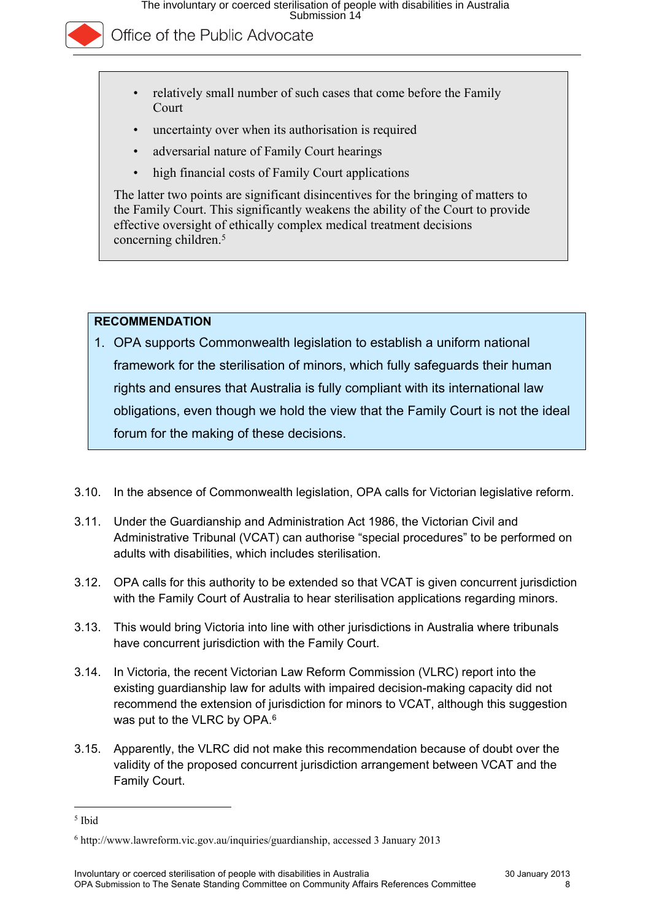- relatively small number of such cases that come before the Family Court
- uncertainty over when its authorisation is required
- adversarial nature of Family Court hearings
- high financial costs of Family Court applications

The latter two points are significant disincentives for the bringing of matters to the Family Court. This significantly weakens the ability of the Court to provide effective oversight of ethically complex medical treatment decisions concerning children.[5]

**RECOMMENDATION**

1. OPA supports Commonwealth legislation to establish a uniform national framework for the sterilisation of minors, which fully safeguards their human rights and ensures that Australia is fully compliant with its international law obligations, even though we hold the view that the Family Court is not the ideal forum for the making of these decisions.

3.10. In the absence of Commonwealth legislation, OPA calls for Victorian legislative reform.

3.11. Under the Guardianship and Administration Act 1986, the Victorian Civil and Administrative Tribunal (VCAT) can authorise "special procedures" to be performed on adults with disabilities, which includes sterilisation.

3.12. OPA calls for this authority to be extended so that VCAT is given concurrent jurisdiction with the Family Court of Australia to hear sterilisation applications regarding minors.

3.13. This would bring Victoria into line with other jurisdictions in Australia where tribunals have concurrent jurisdiction with the Family Court.

3.14. In Victoria, the recent Victorian Law Reform Commission (VLRC) report into the existing guardianship law for adults with impaired decision-making capacity did not recommend the extension of jurisdiction for minors to VCAT, although this suggestion was put to the VLRC by OPA.[6]

3.15. Apparently, the VLRC did not make this recommendation because of doubt over the validity of the proposed concurrent jurisdiction arrangement between VCAT and the Family Court.

---

[5] Ibid

[6] http://www.lawreform.vic.gov.au/inquiries/guardianship, accessed 3 January 2013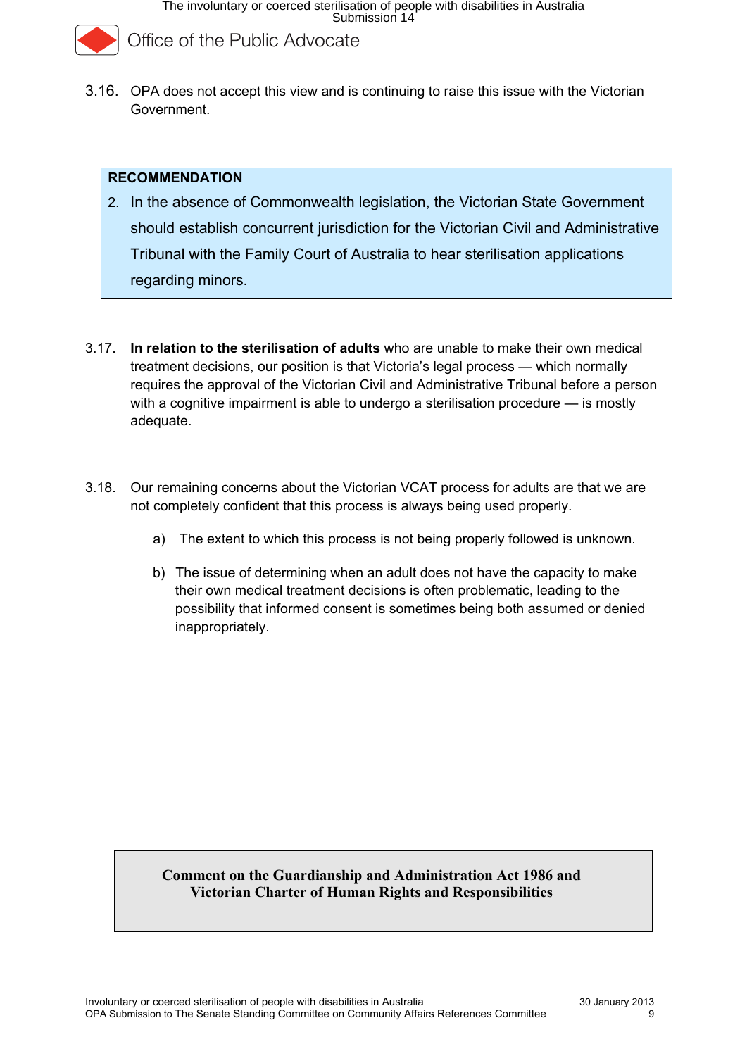3.16. OPA does not accept this view and is continuing to raise this issue with the Victorian Government.

> **RECOMMENDATION**
>
> 2. In the absence of Commonwealth legislation, the Victorian State Government should establish concurrent jurisdiction for the Victorian Civil and Administrative Tribunal with the Family Court of Australia to hear sterilisation applications regarding minors.

3.17. **In relation to the sterilisation of adults** who are unable to make their own medical treatment decisions, our position is that Victoria's legal process — which normally requires the approval of the Victorian Civil and Administrative Tribunal before a person with a cognitive impairment is able to undergo a sterilisation procedure — is mostly adequate.

3.18. Our remaining concerns about the Victorian VCAT process for adults are that we are not completely confident that this process is always being used properly.

a) The extent to which this process is not being properly followed is unknown.

b) The issue of determining when an adult does not have the capacity to make their own medical treatment decisions is often problematic, leading to the possibility that informed consent is sometimes being both assumed or denied inappropriately.

## Comment on the Guardianship and Administration Act 1986 and Victorian Charter of Human Rights and Responsibilities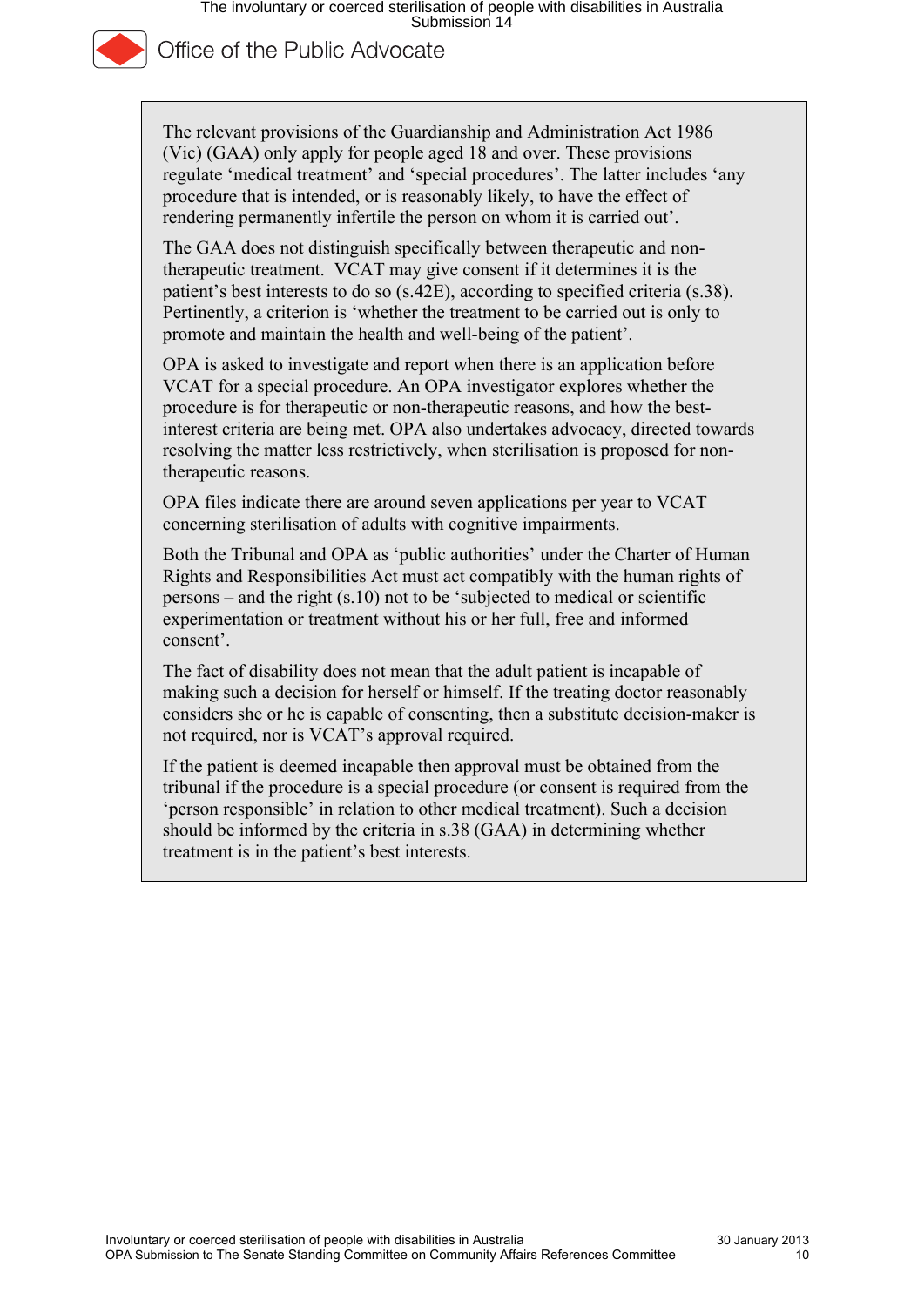The relevant provisions of the Guardianship and Administration Act 1986 (Vic) (GAA) only apply for people aged 18 and over. These provisions regulate 'medical treatment' and 'special procedures'. The latter includes 'any procedure that is intended, or is reasonably likely, to have the effect of rendering permanently infertile the person on whom it is carried out'.

The GAA does not distinguish specifically between therapeutic and non-therapeutic treatment. VCAT may give consent if it determines it is the patient's best interests to do so (s.42E), according to specified criteria (s.38). Pertinently, a criterion is 'whether the treatment to be carried out is only to promote and maintain the health and well-being of the patient'.

OPA is asked to investigate and report when there is an application before VCAT for a special procedure. An OPA investigator explores whether the procedure is for therapeutic or non-therapeutic reasons, and how the best-interest criteria are being met. OPA also undertakes advocacy, directed towards resolving the matter less restrictively, when sterilisation is proposed for non-therapeutic reasons.

OPA files indicate there are around seven applications per year to VCAT concerning sterilisation of adults with cognitive impairments.

Both the Tribunal and OPA as 'public authorities' under the Charter of Human Rights and Responsibilities Act must act compatibly with the human rights of persons – and the right (s.10) not to be 'subjected to medical or scientific experimentation or treatment without his or her full, free and informed consent'.

The fact of disability does not mean that the adult patient is incapable of making such a decision for herself or himself. If the treating doctor reasonably considers she or he is capable of consenting, then a substitute decision-maker is not required, nor is VCAT's approval required.

If the patient is deemed incapable then approval must be obtained from the tribunal if the procedure is a special procedure (or consent is required from the 'person responsible' in relation to other medical treatment). Such a decision should be informed by the criteria in s.38 (GAA) in determining whether treatment is in the patient's best interests.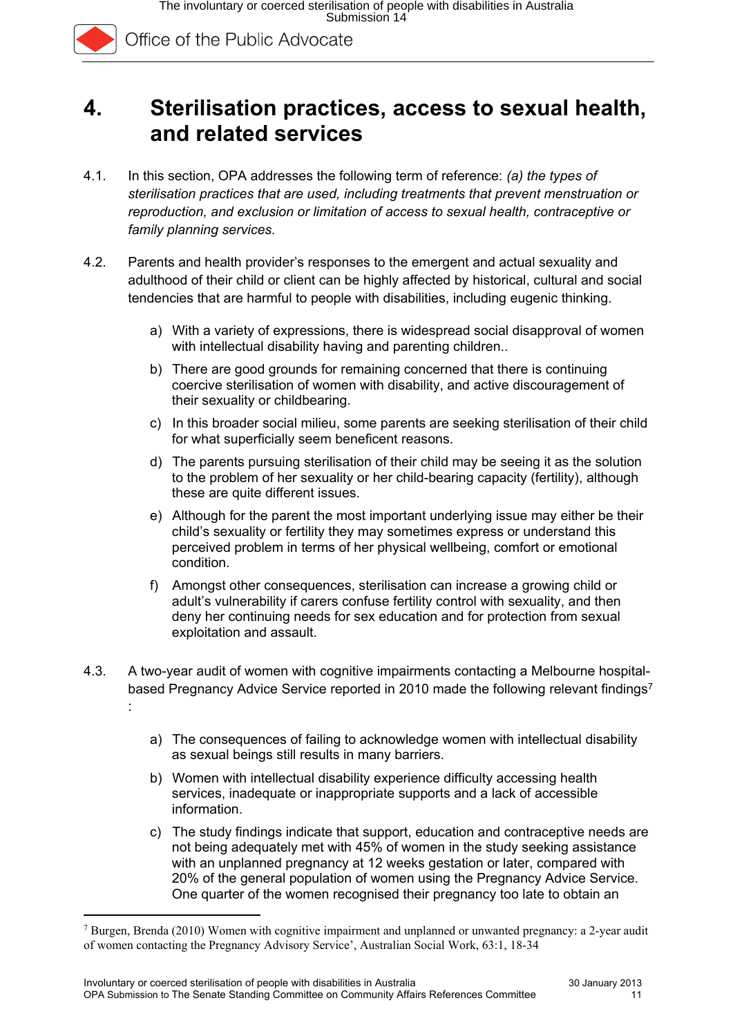# 4. Sterilisation practices, access to sexual health, and related services

4.1. In this section, OPA addresses the following term of reference: *(a) the types of sterilisation practices that are used, including treatments that prevent menstruation or reproduction, and exclusion or limitation of access to sexual health, contraceptive or family planning services.*

4.2. Parents and health provider's responses to the emergent and actual sexuality and adulthood of their child or client can be highly affected by historical, cultural and social tendencies that are harmful to people with disabilities, including eugenic thinking.

a) With a variety of expressions, there is widespread social disapproval of women with intellectual disability having and parenting children..

b) There are good grounds for remaining concerned that there is continuing coercive sterilisation of women with disability, and active discouragement of their sexuality or childbearing.

c) In this broader social milieu, some parents are seeking sterilisation of their child for what superficially seem beneficent reasons.

d) The parents pursuing sterilisation of their child may be seeing it as the solution to the problem of her sexuality or her child-bearing capacity (fertility), although these are quite different issues.

e) Although for the parent the most important underlying issue may either be their child's sexuality or fertility they may sometimes express or understand this perceived problem in terms of her physical wellbeing, comfort or emotional condition.

f) Amongst other consequences, sterilisation can increase a growing child or adult's vulnerability if carers confuse fertility control with sexuality, and then deny her continuing needs for sex education and for protection from sexual exploitation and assault.

4.3. A two-year audit of women with cognitive impairments contacting a Melbourne hospital-based Pregnancy Advice Service reported in 2010 made the following relevant findings[7]:

a) The consequences of failing to acknowledge women with intellectual disability as sexual beings still results in many barriers.

b) Women with intellectual disability experience difficulty accessing health services, inadequate or inappropriate supports and a lack of accessible information.

c) The study findings indicate that support, education and contraceptive needs are not being adequately met with 45% of women in the study seeking assistance with an unplanned pregnancy at 12 weeks gestation or later, compared with 20% of the general population of women using the Pregnancy Advice Service. One quarter of the women recognised their pregnancy too late to obtain an

---

[7] Burgen, Brenda (2010) Women with cognitive impairment and unplanned or unwanted pregnancy: a 2-year audit of women contacting the Pregnancy Advisory Service', Australian Social Work, 63:1, 18-34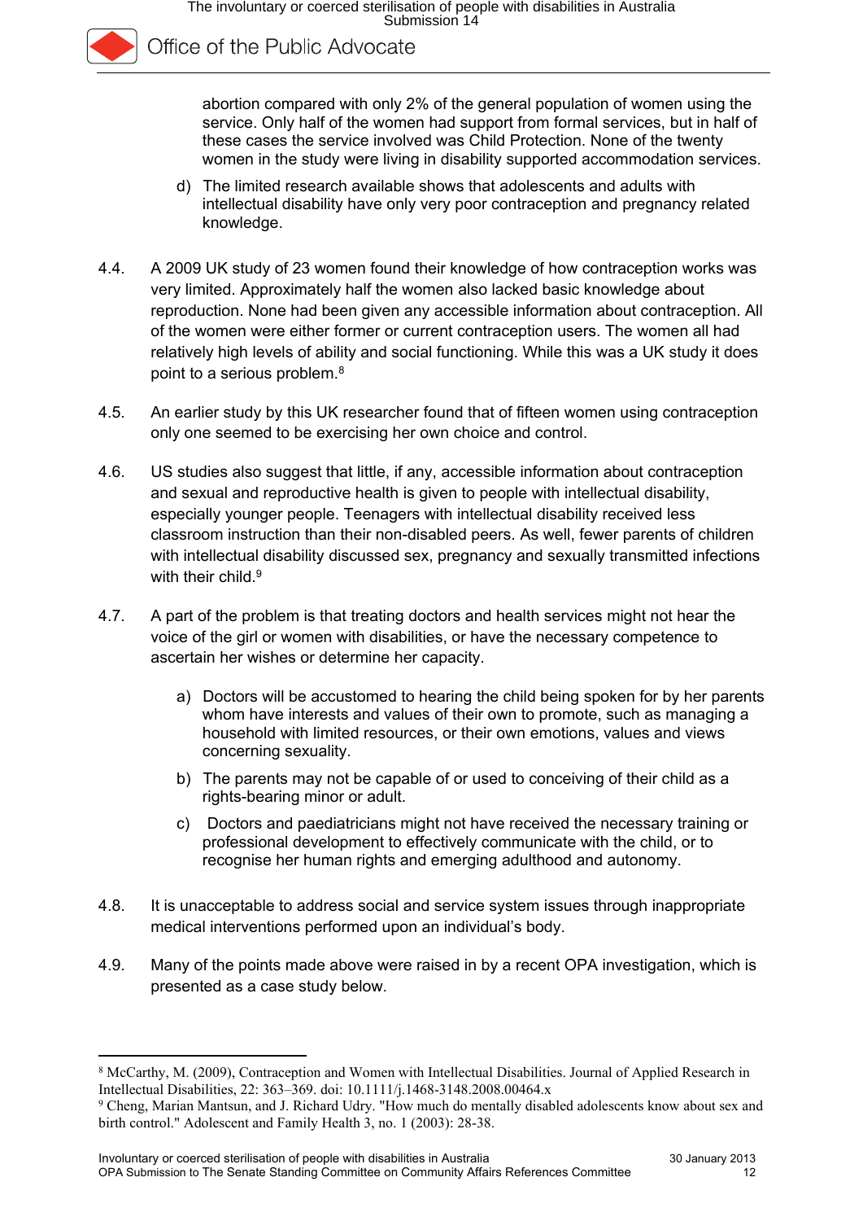abortion compared with only 2% of the general population of women using the service. Only half of the women had support from formal services, but in half of these cases the service involved was Child Protection. None of the twenty women in the study were living in disability supported accommodation services.

d) The limited research available shows that adolescents and adults with intellectual disability have only very poor contraception and pregnancy related knowledge.

4.4. A 2009 UK study of 23 women found their knowledge of how contraception works was very limited. Approximately half the women also lacked basic knowledge about reproduction. None had been given any accessible information about contraception. All of the women were either former or current contraception users. The women all had relatively high levels of ability and social functioning. While this was a UK study it does point to a serious problem.[8]

4.5. An earlier study by this UK researcher found that of fifteen women using contraception only one seemed to be exercising her own choice and control.

4.6. US studies also suggest that little, if any, accessible information about contraception and sexual and reproductive health is given to people with intellectual disability, especially younger people. Teenagers with intellectual disability received less classroom instruction than their non-disabled peers. As well, fewer parents of children with intellectual disability discussed sex, pregnancy and sexually transmitted infections with their child.[9]

4.7. A part of the problem is that treating doctors and health services might not hear the voice of the girl or women with disabilities, or have the necessary competence to ascertain her wishes or determine her capacity.

a) Doctors will be accustomed to hearing the child being spoken for by her parents whom have interests and values of their own to promote, such as managing a household with limited resources, or their own emotions, values and views concerning sexuality.

b) The parents may not be capable of or used to conceiving of their child as a rights-bearing minor or adult.

c) Doctors and paediatricians might not have received the necessary training or professional development to effectively communicate with the child, or to recognise her human rights and emerging adulthood and autonomy.

4.8. It is unacceptable to address social and service system issues through inappropriate medical interventions performed upon an individual's body.

4.9. Many of the points made above were raised in by a recent OPA investigation, which is presented as a case study below.

---

[8] McCarthy, M. (2009), Contraception and Women with Intellectual Disabilities. Journal of Applied Research in Intellectual Disabilities, 22: 363–369. doi: 10.1111/j.1468-3148.2008.00464.x

[9] Cheng, Marian Mantsun, and J. Richard Udry. "How much do mentally disabled adolescents know about sex and birth control." Adolescent and Family Health 3, no. 1 (2003): 28-38.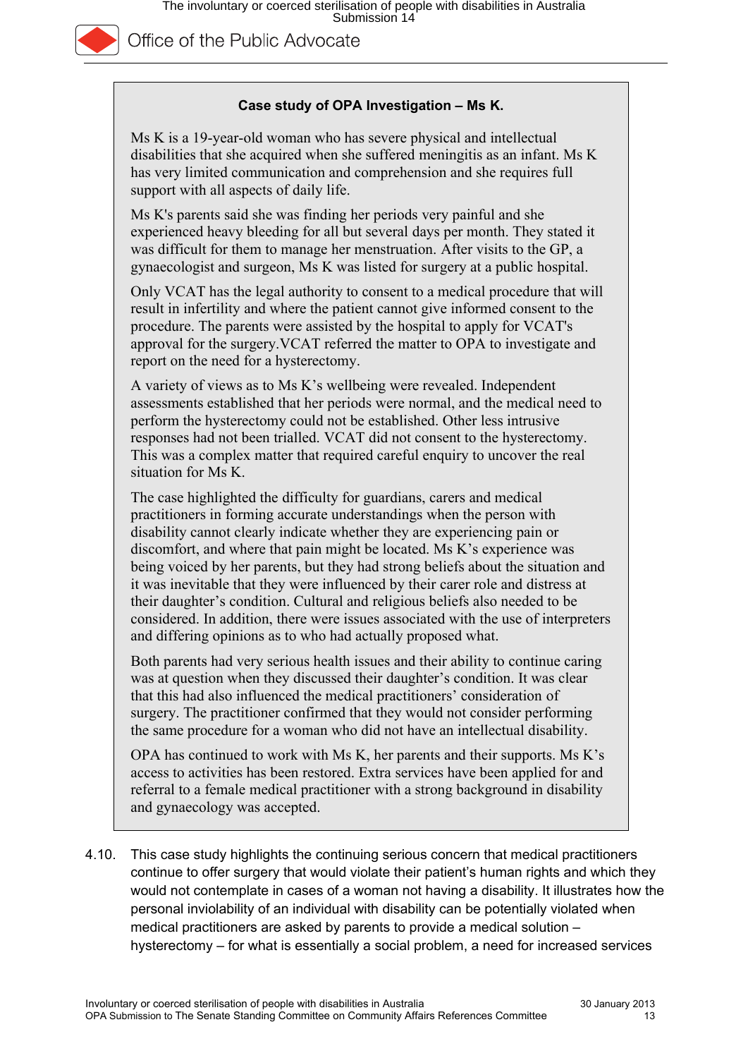**Case study of OPA Investigation – Ms K.**

Ms K is a 19-year-old woman who has severe physical and intellectual disabilities that she acquired when she suffered meningitis as an infant. Ms K has very limited communication and comprehension and she requires full support with all aspects of daily life.

Ms K's parents said she was finding her periods very painful and she experienced heavy bleeding for all but several days per month. They stated it was difficult for them to manage her menstruation. After visits to the GP, a gynaecologist and surgeon, Ms K was listed for surgery at a public hospital.

Only VCAT has the legal authority to consent to a medical procedure that will result in infertility and where the patient cannot give informed consent to the procedure. The parents were assisted by the hospital to apply for VCAT's approval for the surgery.VCAT referred the matter to OPA to investigate and report on the need for a hysterectomy.

A variety of views as to Ms K's wellbeing were revealed. Independent assessments established that her periods were normal, and the medical need to perform the hysterectomy could not be established. Other less intrusive responses had not been trialled. VCAT did not consent to the hysterectomy. This was a complex matter that required careful enquiry to uncover the real situation for Ms K.

The case highlighted the difficulty for guardians, carers and medical practitioners in forming accurate understandings when the person with disability cannot clearly indicate whether they are experiencing pain or discomfort, and where that pain might be located. Ms K's experience was being voiced by her parents, but they had strong beliefs about the situation and it was inevitable that they were influenced by their carer role and distress at their daughter's condition. Cultural and religious beliefs also needed to be considered. In addition, there were issues associated with the use of interpreters and differing opinions as to who had actually proposed what.

Both parents had very serious health issues and their ability to continue caring was at question when they discussed their daughter's condition. It was clear that this had also influenced the medical practitioners' consideration of surgery. The practitioner confirmed that they would not consider performing the same procedure for a woman who did not have an intellectual disability.

OPA has continued to work with Ms K, her parents and their supports. Ms K's access to activities has been restored. Extra services have been applied for and referral to a female medical practitioner with a strong background in disability and gynaecology was accepted.

4.10. This case study highlights the continuing serious concern that medical practitioners continue to offer surgery that would violate their patient's human rights and which they would not contemplate in cases of a woman not having a disability. It illustrates how the personal inviolability of an individual with disability can be potentially violated when medical practitioners are asked by parents to provide a medical solution – hysterectomy – for what is essentially a social problem, a need for increased services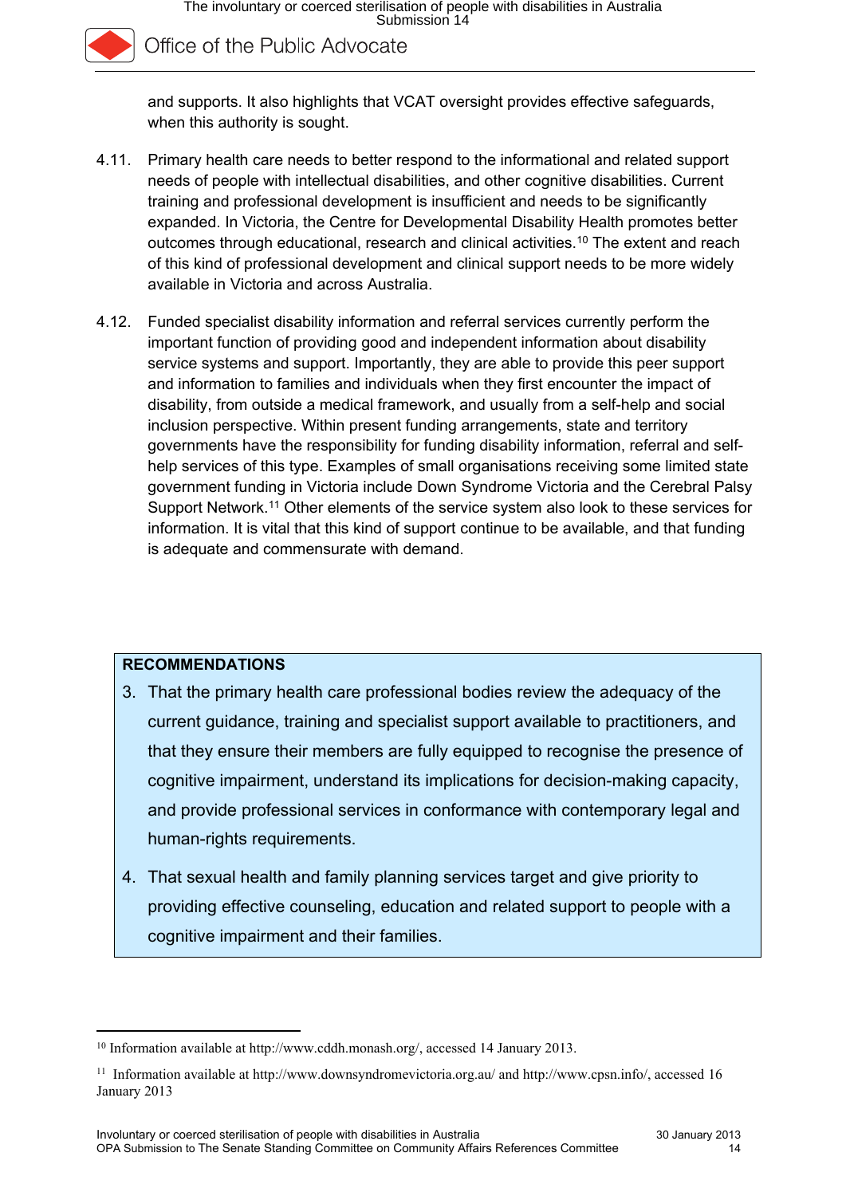and supports. It also highlights that VCAT oversight provides effective safeguards, when this authority is sought.

4.11. Primary health care needs to better respond to the informational and related support needs of people with intellectual disabilities, and other cognitive disabilities. Current training and professional development is insufficient and needs to be significantly expanded. In Victoria, the Centre for Developmental Disability Health promotes better outcomes through educational, research and clinical activities.[10] The extent and reach of this kind of professional development and clinical support needs to be more widely available in Victoria and across Australia.

4.12. Funded specialist disability information and referral services currently perform the important function of providing good and independent information about disability service systems and support. Importantly, they are able to provide this peer support and information to families and individuals when they first encounter the impact of disability, from outside a medical framework, and usually from a self-help and social inclusion perspective. Within present funding arrangements, state and territory governments have the responsibility for funding disability information, referral and self-help services of this type. Examples of small organisations receiving some limited state government funding in Victoria include Down Syndrome Victoria and the Cerebral Palsy Support Network.[11] Other elements of the service system also look to these services for information. It is vital that this kind of support continue to be available, and that funding is adequate and commensurate with demand.

**RECOMMENDATIONS**

3. That the primary health care professional bodies review the adequacy of the current guidance, training and specialist support available to practitioners, and that they ensure their members are fully equipped to recognise the presence of cognitive impairment, understand its implications for decision-making capacity, and provide professional services in conformance with contemporary legal and human-rights requirements.
4. That sexual health and family planning services target and give priority to providing effective counseling, education and related support to people with a cognitive impairment and their families.

---

[10] Information available at http://www.cddh.monash.org/, accessed 14 January 2013.

[11] Information available at http://www.downsyndromevictoria.org.au/ and http://www.cpsn.info/, accessed 16 January 2013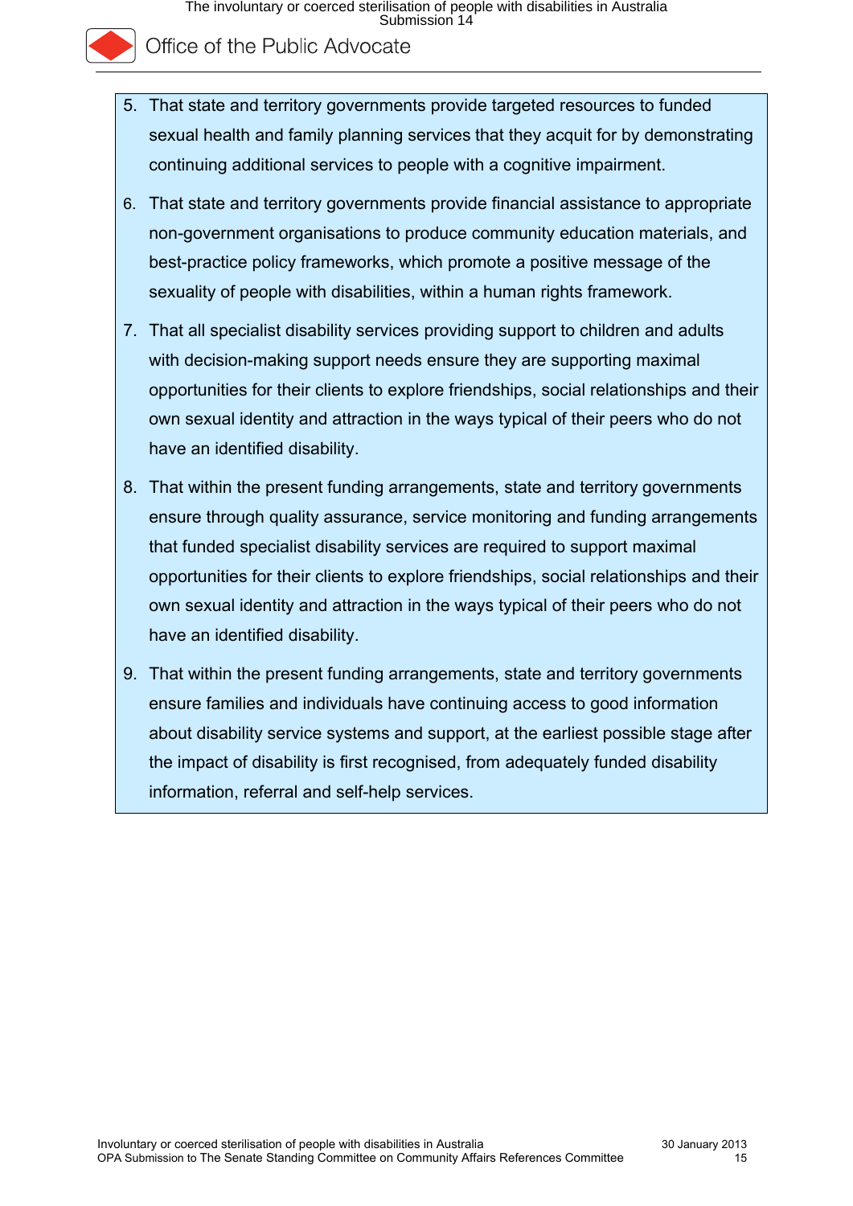5. That state and territory governments provide targeted resources to funded sexual health and family planning services that they acquit for by demonstrating continuing additional services to people with a cognitive impairment.
6. That state and territory governments provide financial assistance to appropriate non-government organisations to produce community education materials, and best-practice policy frameworks, which promote a positive message of the sexuality of people with disabilities, within a human rights framework.
7. That all specialist disability services providing support to children and adults with decision-making support needs ensure they are supporting maximal opportunities for their clients to explore friendships, social relationships and their own sexual identity and attraction in the ways typical of their peers who do not have an identified disability.
8. That within the present funding arrangements, state and territory governments ensure through quality assurance, service monitoring and funding arrangements that funded specialist disability services are required to support maximal opportunities for their clients to explore friendships, social relationships and their own sexual identity and attraction in the ways typical of their peers who do not have an identified disability.
9. That within the present funding arrangements, state and territory governments ensure families and individuals have continuing access to good information about disability service systems and support, at the earliest possible stage after the impact of disability is first recognised, from adequately funded disability information, referral and self-help services.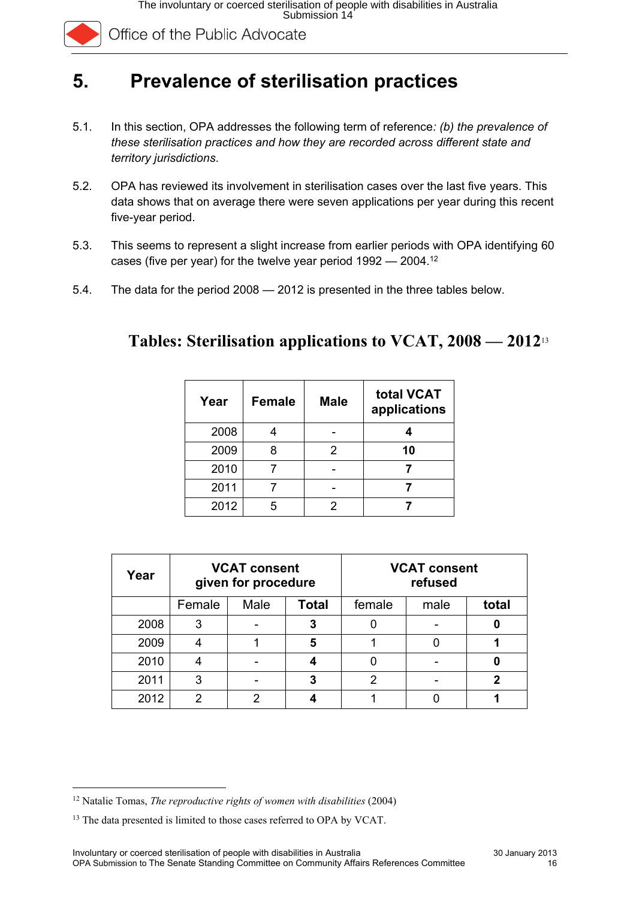# 5. Prevalence of sterilisation practices

5.1. In this section, OPA addresses the following term of reference*: (b) the prevalence of these sterilisation practices and how they are recorded across different state and territory jurisdictions*.

5.2. OPA has reviewed its involvement in sterilisation cases over the last five years. This data shows that on average there were seven applications per year during this recent five-year period.

5.3. This seems to represent a slight increase from earlier periods with OPA identifying 60 cases (five per year) for the twelve year period 1992 — 2004.[12]

5.4. The data for the period 2008 — 2012 is presented in the three tables below.

## Tables: Sterilisation applications to VCAT, 2008 — 2012[13]

| Year | Female | Male | total VCAT applications |
|---|---|---|---|
| 2008 | 4 | - | **4** |
| 2009 | 8 | 2 | **10** |
| 2010 | 7 | - | **7** |
| 2011 | 7 | - | **7** |
| 2012 | 5 | 2 | **7** |

| Year | VCAT consent given for procedure | | | VCAT consent refused | | |
|---|---|---|---|---|---|---|
| | Female | Male | **Total** | female | male | **total** |
| 2008 | 3 | - | **3** | 0 | - | **0** |
| 2009 | 4 | 1 | **5** | 1 | 0 | **1** |
| 2010 | 4 | - | **4** | 0 | - | **0** |
| 2011 | 3 | - | **3** | 2 | - | **2** |
| 2012 | 2 | 2 | **4** | 1 | 0 | **1** |

[12] Natalie Tomas, *The reproductive rights of women with disabilities* (2004)

[13] The data presented is limited to those cases referred to OPA by VCAT.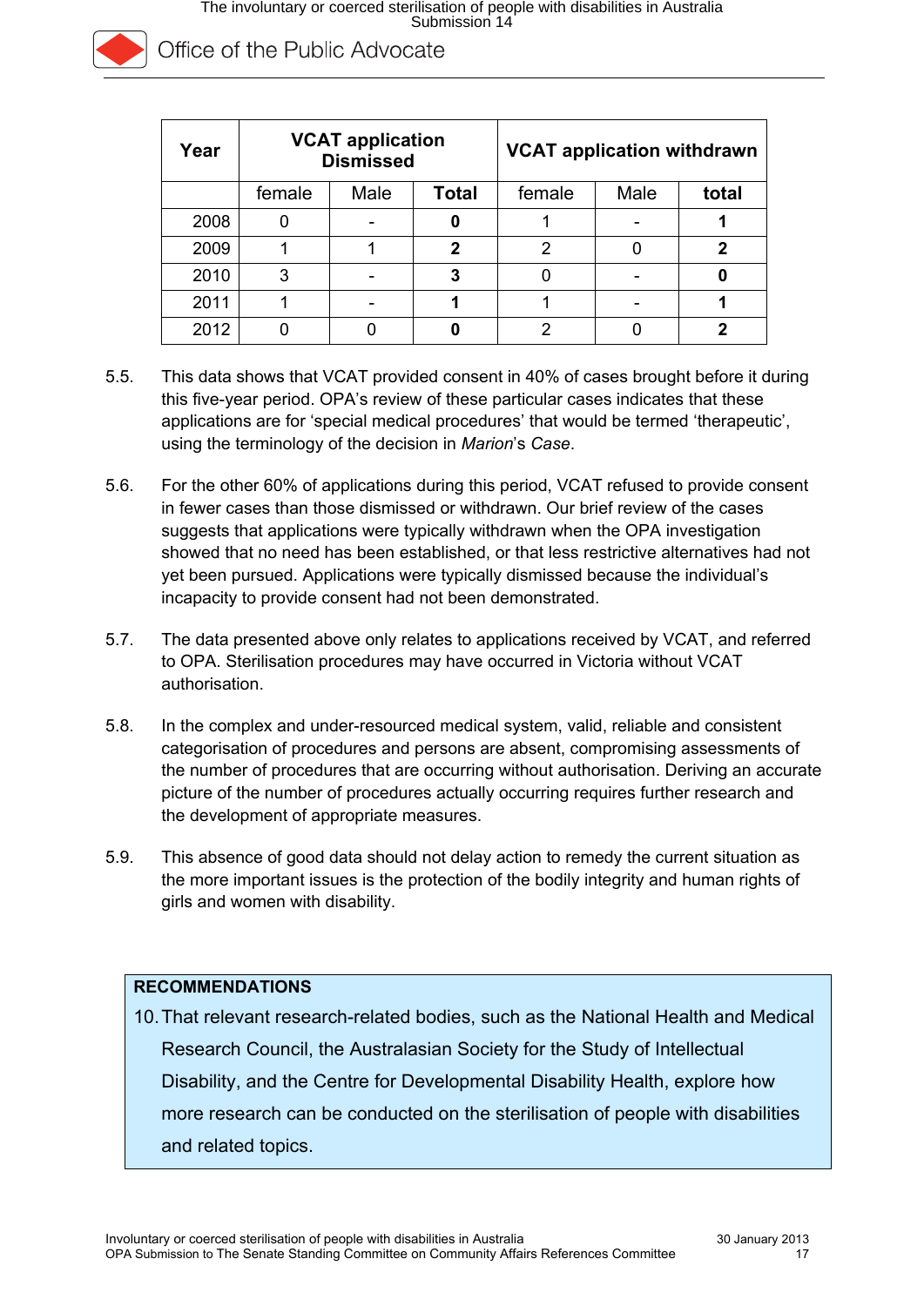| Year | VCAT application Dismissed | | | VCAT application withdrawn | | |
|---|---|---|---|---|---|---|
| | female | Male | **Total** | female | Male | **total** |
| 2008 | 0 | - | **0** | 1 | - | **1** |
| 2009 | 1 | 1 | **2** | 2 | 0 | **2** |
| 2010 | 3 | - | **3** | 0 | - | **0** |
| 2011 | 1 | - | **1** | 1 | - | **1** |
| 2012 | 0 | 0 | **0** | 2 | 0 | **2** |

5.5. This data shows that VCAT provided consent in 40% of cases brought before it during this five-year period. OPA's review of these particular cases indicates that these applications are for 'special medical procedures' that would be termed 'therapeutic', using the terminology of the decision in *Marion*'s *Case*.

5.6. For the other 60% of applications during this period, VCAT refused to provide consent in fewer cases than those dismissed or withdrawn. Our brief review of the cases suggests that applications were typically withdrawn when the OPA investigation showed that no need has been established, or that less restrictive alternatives had not yet been pursued. Applications were typically dismissed because the individual's incapacity to provide consent had not been demonstrated.

5.7. The data presented above only relates to applications received by VCAT, and referred to OPA. Sterilisation procedures may have occurred in Victoria without VCAT authorisation.

5.8. In the complex and under-resourced medical system, valid, reliable and consistent categorisation of procedures and persons are absent, compromising assessments of the number of procedures that are occurring without authorisation. Deriving an accurate picture of the number of procedures actually occurring requires further research and the development of appropriate measures.

5.9. This absence of good data should not delay action to remedy the current situation as the more important issues is the protection of the bodily integrity and human rights of girls and women with disability.

**RECOMMENDATIONS**

10. That relevant research-related bodies, such as the National Health and Medical Research Council, the Australasian Society for the Study of Intellectual Disability, and the Centre for Developmental Disability Health, explore how more research can be conducted on the sterilisation of people with disabilities and related topics.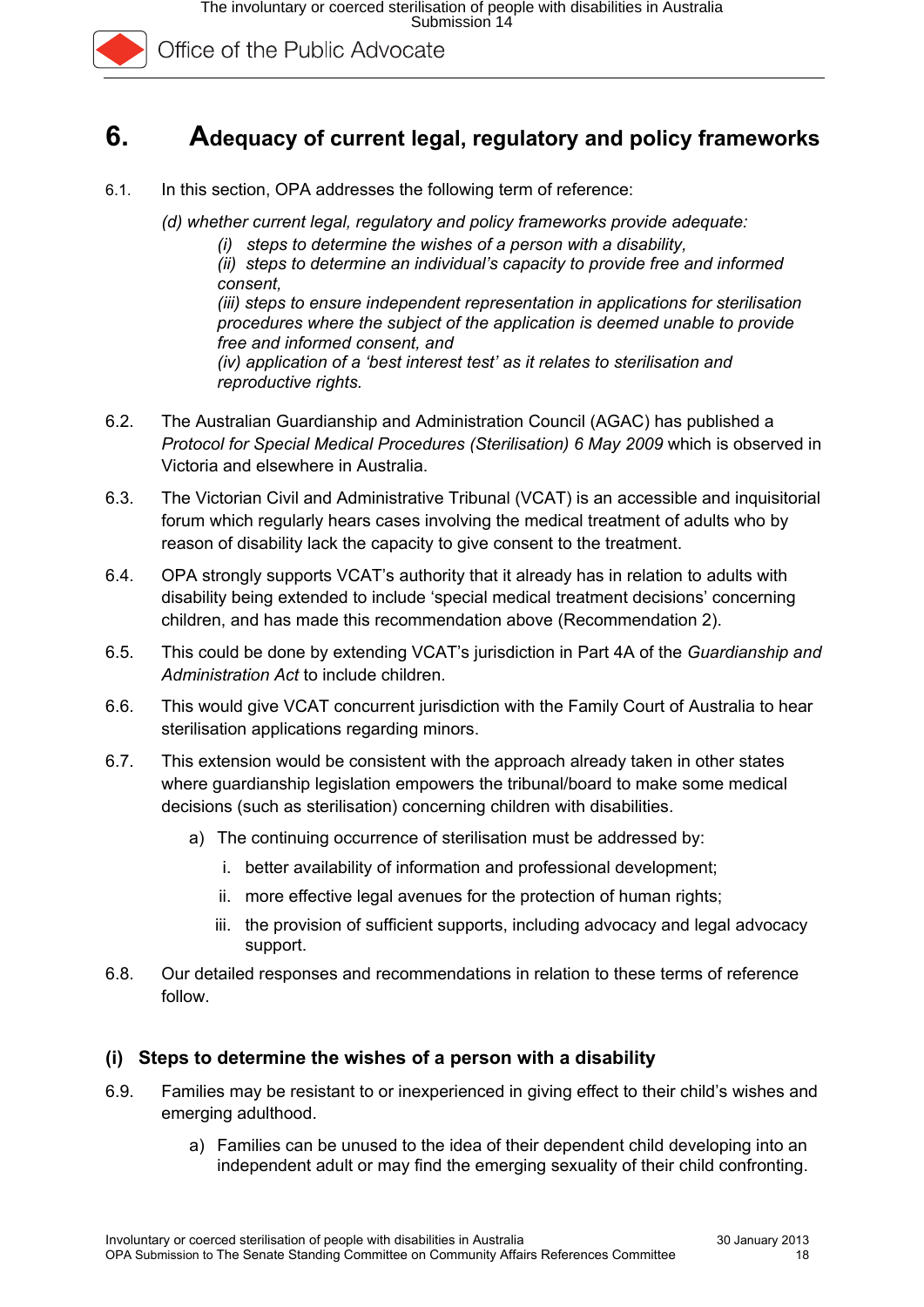## 6. Adequacy of current legal, regulatory and policy frameworks

6.1. In this section, OPA addresses the following term of reference:

*(d) whether current legal, regulatory and policy frameworks provide adequate:*

> *(i) steps to determine the wishes of a person with a disability,*
> *(ii) steps to determine an individual's capacity to provide free and informed consent,*
> *(iii) steps to ensure independent representation in applications for sterilisation procedures where the subject of the application is deemed unable to provide free and informed consent, and*
> *(iv) application of a 'best interest test' as it relates to sterilisation and reproductive rights.*

6.2. The Australian Guardianship and Administration Council (AGAC) has published a *Protocol for Special Medical Procedures (Sterilisation) 6 May 2009* which is observed in Victoria and elsewhere in Australia.

6.3. The Victorian Civil and Administrative Tribunal (VCAT) is an accessible and inquisitorial forum which regularly hears cases involving the medical treatment of adults who by reason of disability lack the capacity to give consent to the treatment.

6.4. OPA strongly supports VCAT's authority that it already has in relation to adults with disability being extended to include 'special medical treatment decisions' concerning children, and has made this recommendation above (Recommendation 2).

6.5. This could be done by extending VCAT's jurisdiction in Part 4A of the *Guardianship and Administration Act* to include children.

6.6. This would give VCAT concurrent jurisdiction with the Family Court of Australia to hear sterilisation applications regarding minors.

6.7. This extension would be consistent with the approach already taken in other states where guardianship legislation empowers the tribunal/board to make some medical decisions (such as sterilisation) concerning children with disabilities.

   a) The continuing occurrence of sterilisation must be addressed by:

      i. better availability of information and professional development;

      ii. more effective legal avenues for the protection of human rights;

      iii. the provision of sufficient supports, including advocacy and legal advocacy support.

6.8. Our detailed responses and recommendations in relation to these terms of reference follow.

### (i) Steps to determine the wishes of a person with a disability

6.9. Families may be resistant to or inexperienced in giving effect to their child's wishes and emerging adulthood.

   a) Families can be unused to the idea of their dependent child developing into an independent adult or may find the emerging sexuality of their child confronting.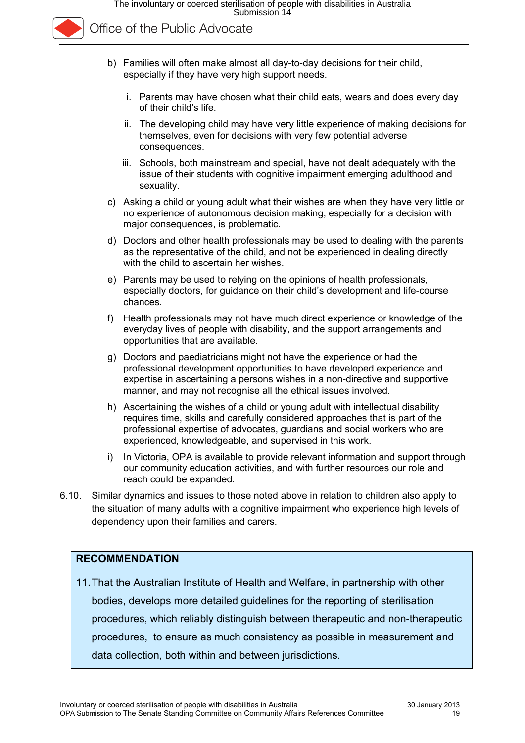b) Families will often make almost all day-to-day decisions for their child, especially if they have very high support needs.

   i. Parents may have chosen what their child eats, wears and does every day of their child's life.

   ii. The developing child may have very little experience of making decisions for themselves, even for decisions with very few potential adverse consequences.

   iii. Schools, both mainstream and special, have not dealt adequately with the issue of their students with cognitive impairment emerging adulthood and sexuality.

c) Asking a child or young adult what their wishes are when they have very little or no experience of autonomous decision making, especially for a decision with major consequences, is problematic.

d) Doctors and other health professionals may be used to dealing with the parents as the representative of the child, and not be experienced in dealing directly with the child to ascertain her wishes.

e) Parents may be used to relying on the opinions of health professionals, especially doctors, for guidance on their child's development and life-course chances.

f) Health professionals may not have much direct experience or knowledge of the everyday lives of people with disability, and the support arrangements and opportunities that are available.

g) Doctors and paediatricians might not have the experience or had the professional development opportunities to have developed experience and expertise in ascertaining a persons wishes in a non-directive and supportive manner, and may not recognise all the ethical issues involved.

h) Ascertaining the wishes of a child or young adult with intellectual disability requires time, skills and carefully considered approaches that is part of the professional expertise of advocates, guardians and social workers who are experienced, knowledgeable, and supervised in this work.

i) In Victoria, OPA is available to provide relevant information and support through our community education activities, and with further resources our role and reach could be expanded.

6.10. Similar dynamics and issues to those noted above in relation to children also apply to the situation of many adults with a cognitive impairment who experience high levels of dependency upon their families and carers.

**RECOMMENDATION**

11. That the Australian Institute of Health and Welfare, in partnership with other bodies, develops more detailed guidelines for the reporting of sterilisation procedures, which reliably distinguish between therapeutic and non-therapeutic procedures, to ensure as much consistency as possible in measurement and data collection, both within and between jurisdictions.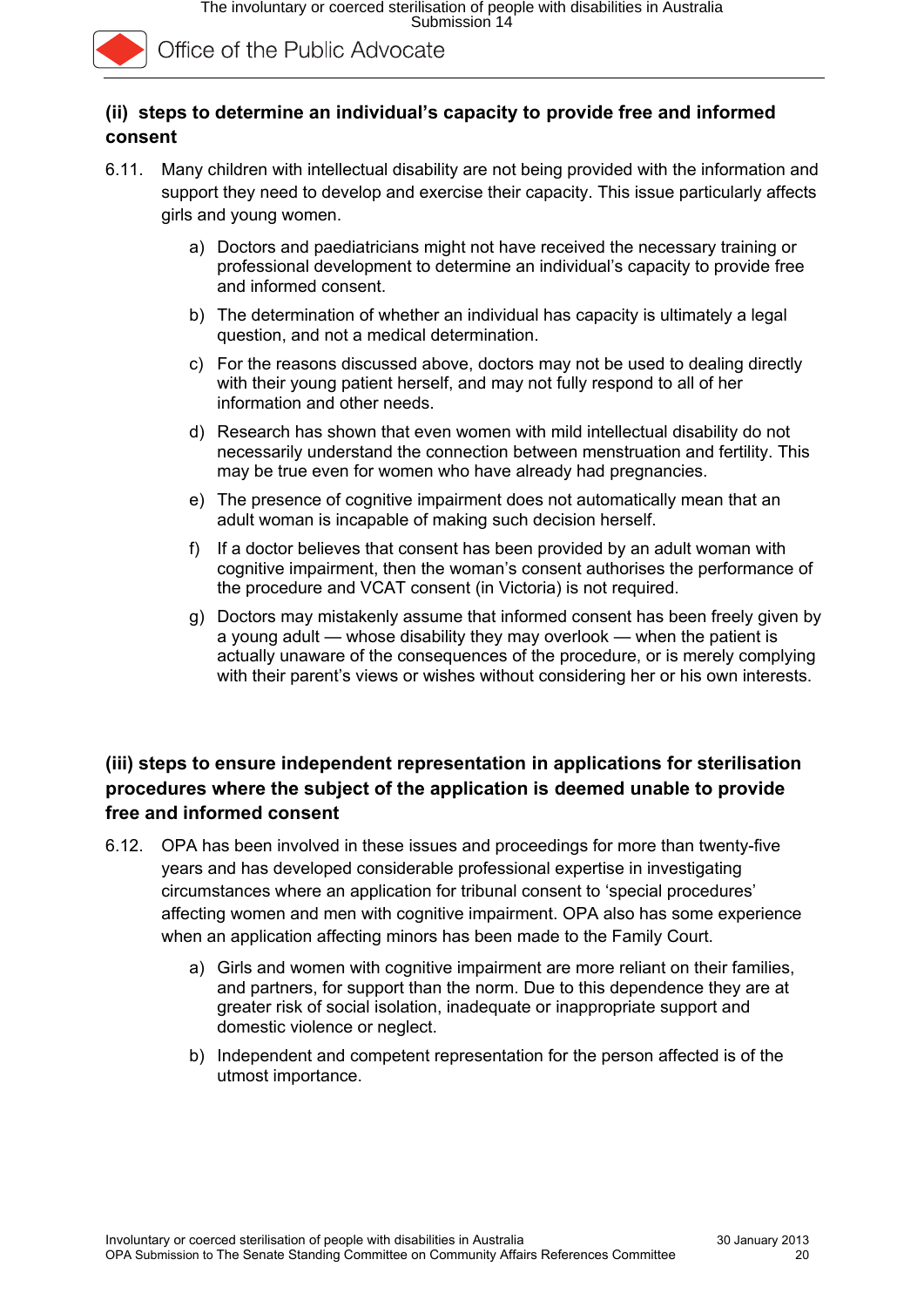### (ii) steps to determine an individual's capacity to provide free and informed consent

6.11. Many children with intellectual disability are not being provided with the information and support they need to develop and exercise their capacity. This issue particularly affects girls and young women.

a) Doctors and paediatricians might not have received the necessary training or professional development to determine an individual's capacity to provide free and informed consent.

b) The determination of whether an individual has capacity is ultimately a legal question, and not a medical determination.

c) For the reasons discussed above, doctors may not be used to dealing directly with their young patient herself, and may not fully respond to all of her information and other needs.

d) Research has shown that even women with mild intellectual disability do not necessarily understand the connection between menstruation and fertility. This may be true even for women who have already had pregnancies.

e) The presence of cognitive impairment does not automatically mean that an adult woman is incapable of making such decision herself.

f) If a doctor believes that consent has been provided by an adult woman with cognitive impairment, then the woman's consent authorises the performance of the procedure and VCAT consent (in Victoria) is not required.

g) Doctors may mistakenly assume that informed consent has been freely given by a young adult — whose disability they may overlook — when the patient is actually unaware of the consequences of the procedure, or is merely complying with their parent's views or wishes without considering her or his own interests.

### (iii) steps to ensure independent representation in applications for sterilisation procedures where the subject of the application is deemed unable to provide free and informed consent

6.12. OPA has been involved in these issues and proceedings for more than twenty-five years and has developed considerable professional expertise in investigating circumstances where an application for tribunal consent to 'special procedures' affecting women and men with cognitive impairment. OPA also has some experience when an application affecting minors has been made to the Family Court.

a) Girls and women with cognitive impairment are more reliant on their families, and partners, for support than the norm. Due to this dependence they are at greater risk of social isolation, inadequate or inappropriate support and domestic violence or neglect.

b) Independent and competent representation for the person affected is of the utmost importance.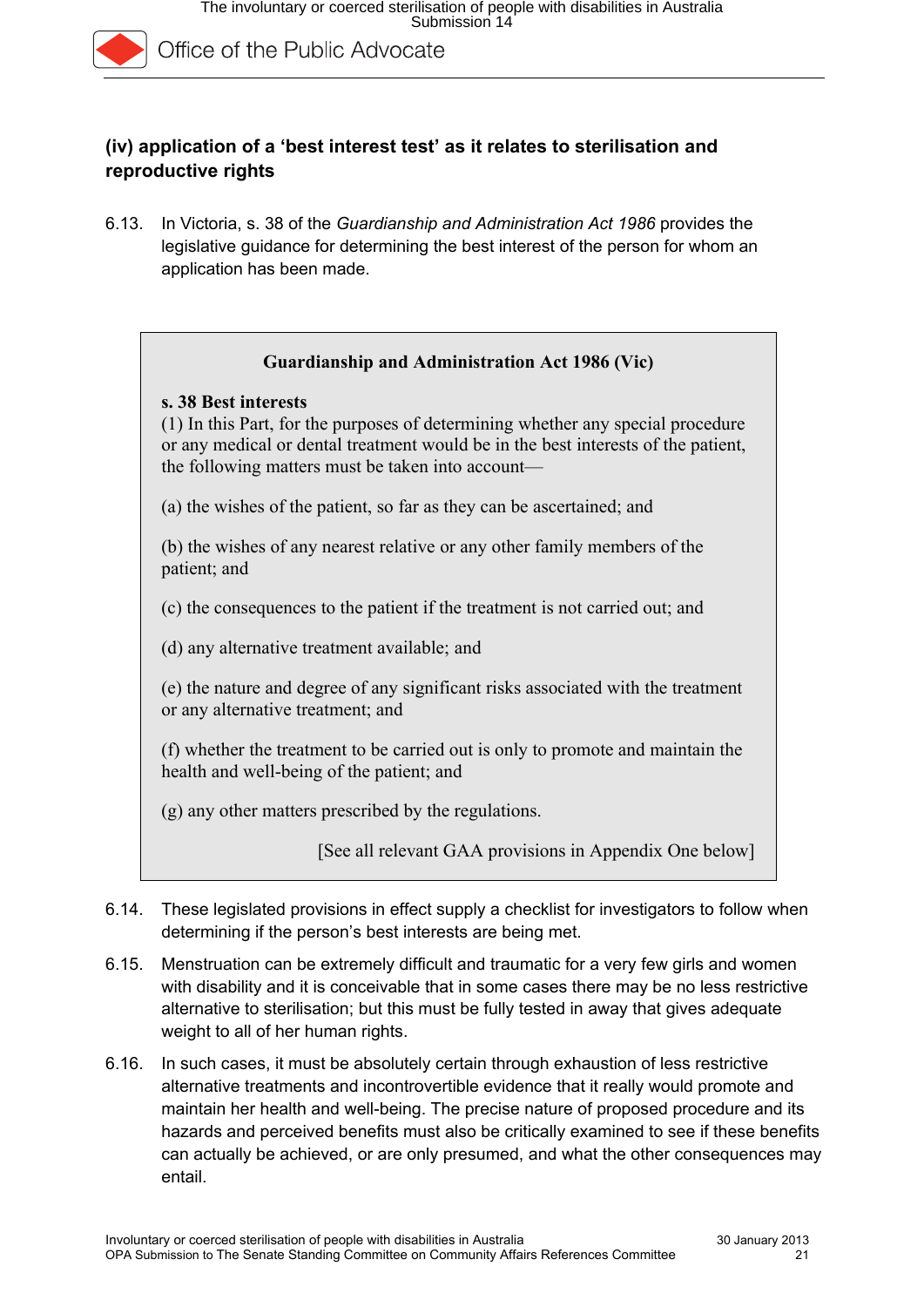### (iv) application of a 'best interest test' as it relates to sterilisation and reproductive rights

6.13. In Victoria, s. 38 of the *Guardianship and Administration Act 1986* provides the legislative guidance for determining the best interest of the person for whom an application has been made.

> **Guardianship and Administration Act 1986 (Vic)**
>
> **s. 38 Best interests**
> (1) In this Part, for the purposes of determining whether any special procedure or any medical or dental treatment would be in the best interests of the patient, the following matters must be taken into account—
>
> (a) the wishes of the patient, so far as they can be ascertained; and
>
> (b) the wishes of any nearest relative or any other family members of the patient; and
>
> (c) the consequences to the patient if the treatment is not carried out; and
>
> (d) any alternative treatment available; and
>
> (e) the nature and degree of any significant risks associated with the treatment or any alternative treatment; and
>
> (f) whether the treatment to be carried out is only to promote and maintain the health and well-being of the patient; and
>
> (g) any other matters prescribed by the regulations.
>
> [See all relevant GAA provisions in Appendix One below]

6.14. These legislated provisions in effect supply a checklist for investigators to follow when determining if the person's best interests are being met.

6.15. Menstruation can be extremely difficult and traumatic for a very few girls and women with disability and it is conceivable that in some cases there may be no less restrictive alternative to sterilisation; but this must be fully tested in away that gives adequate weight to all of her human rights.

6.16. In such cases, it must be absolutely certain through exhaustion of less restrictive alternative treatments and incontrovertible evidence that it really would promote and maintain her health and well-being. The precise nature of proposed procedure and its hazards and perceived benefits must also be critically examined to see if these benefits can actually be achieved, or are only presumed, and what the other consequences may entail.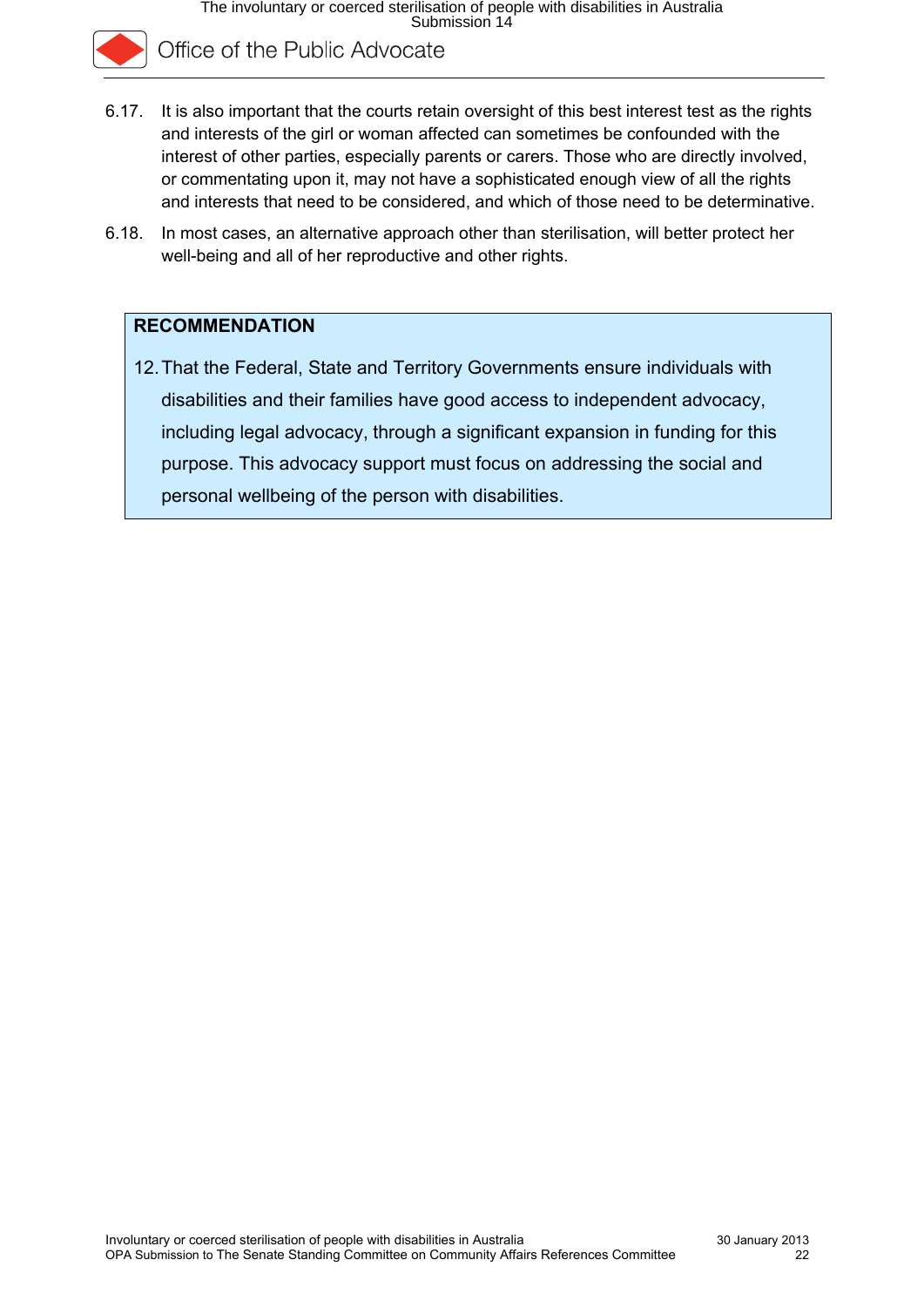6.17. It is also important that the courts retain oversight of this best interest test as the rights and interests of the girl or woman affected can sometimes be confounded with the interest of other parties, especially parents or carers. Those who are directly involved, or commentating upon it, may not have a sophisticated enough view of all the rights and interests that need to be considered, and which of those need to be determinative.

6.18. In most cases, an alternative approach other than sterilisation, will better protect her well-being and all of her reproductive and other rights.

**RECOMMENDATION**

12. That the Federal, State and Territory Governments ensure individuals with disabilities and their families have good access to independent advocacy, including legal advocacy, through a significant expansion in funding for this purpose. This advocacy support must focus on addressing the social and personal wellbeing of the person with disabilities.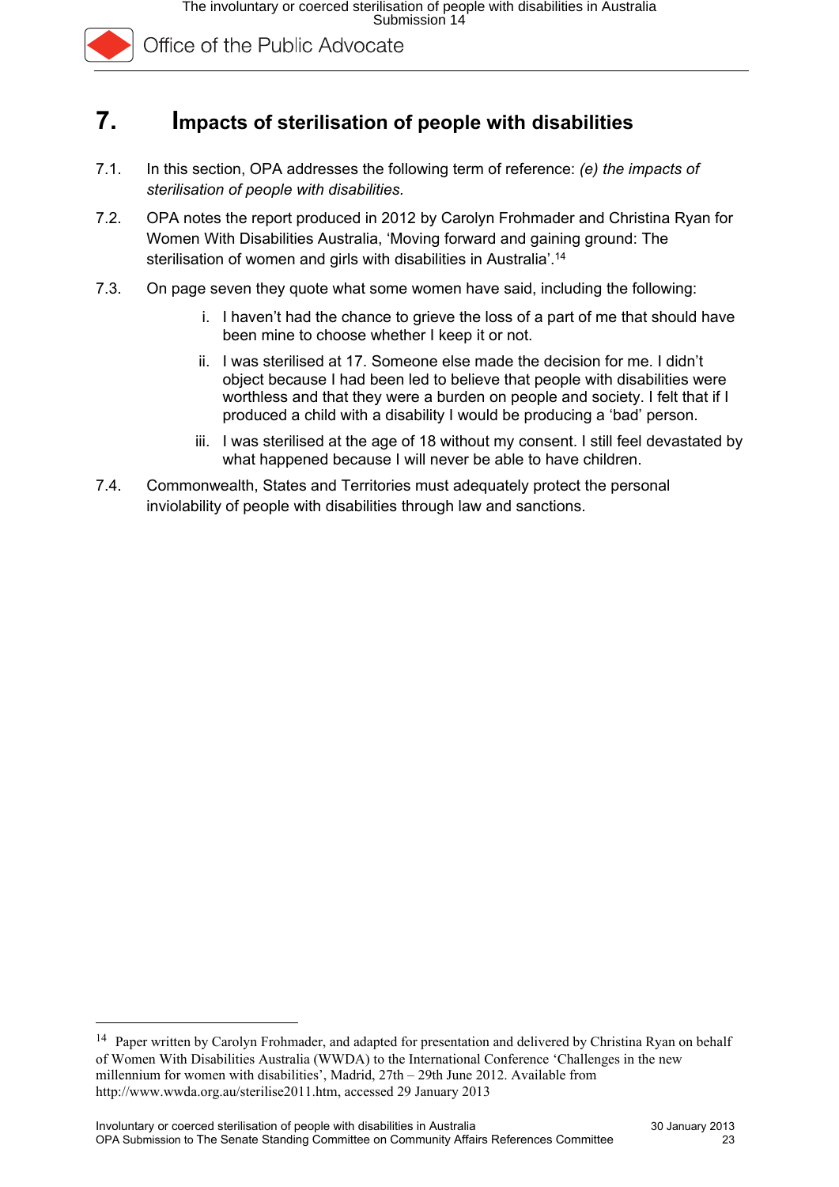# 7. Impacts of sterilisation of people with disabilities

7.1. In this section, OPA addresses the following term of reference: *(e) the impacts of sterilisation of people with disabilities.*

7.2. OPA notes the report produced in 2012 by Carolyn Frohmader and Christina Ryan for Women With Disabilities Australia, 'Moving forward and gaining ground: The sterilisation of women and girls with disabilities in Australia'.[14]

7.3. On page seven they quote what some women have said, including the following:

   i. I haven't had the chance to grieve the loss of a part of me that should have been mine to choose whether I keep it or not.

   ii. I was sterilised at 17. Someone else made the decision for me. I didn't object because I had been led to believe that people with disabilities were worthless and that they were a burden on people and society. I felt that if I produced a child with a disability I would be producing a 'bad' person.

   iii. I was sterilised at the age of 18 without my consent. I still feel devastated by what happened because I will never be able to have children.

7.4. Commonwealth, States and Territories must adequately protect the personal inviolability of people with disabilities through law and sanctions.

---

[14] Paper written by Carolyn Frohmader, and adapted for presentation and delivered by Christina Ryan on behalf of Women With Disabilities Australia (WWDA) to the International Conference 'Challenges in the new millennium for women with disabilities', Madrid, 27th – 29th June 2012. Available from http://www.wwda.org.au/sterilise2011.htm, accessed 29 January 2013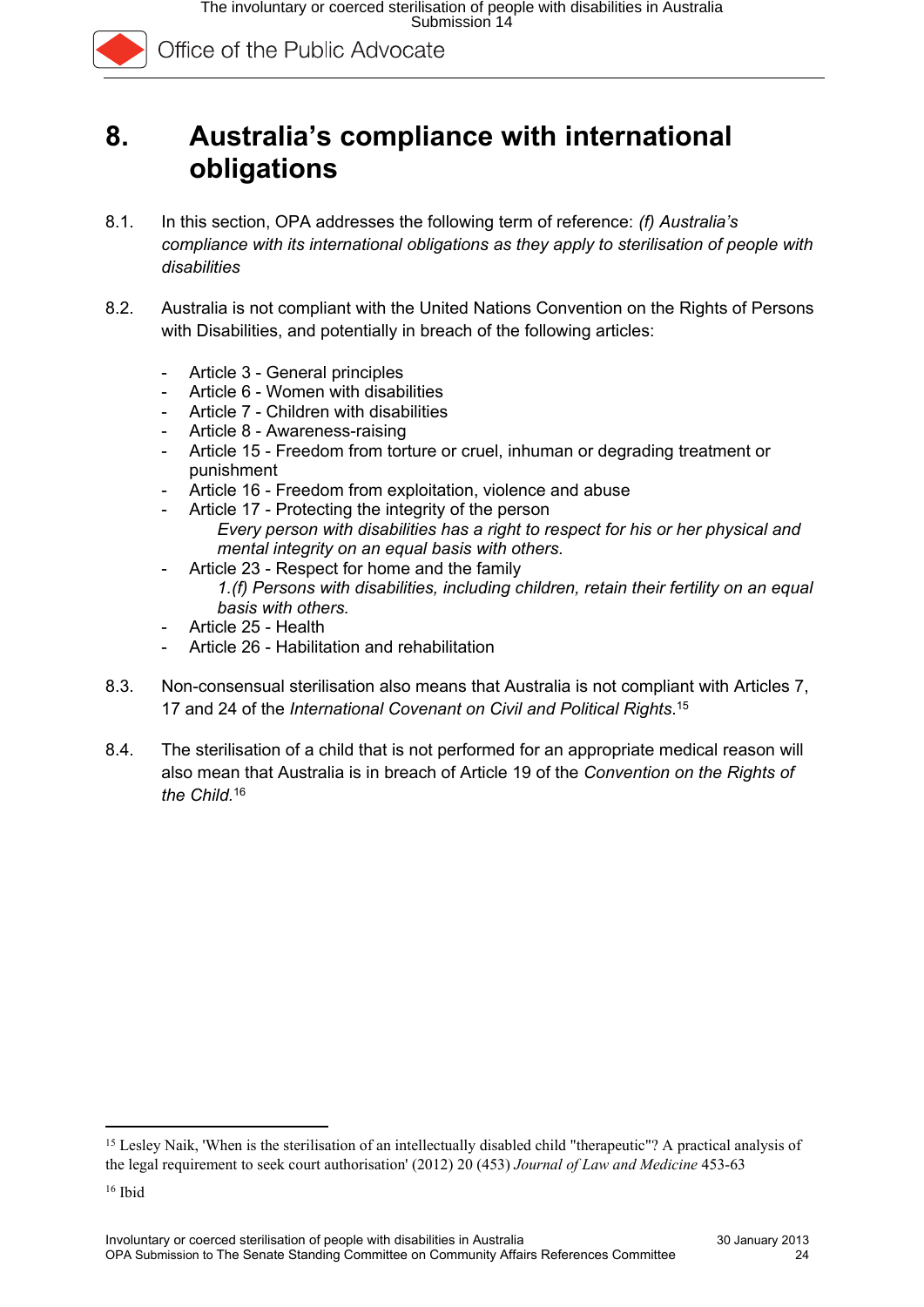# 8. Australia's compliance with international obligations

8.1. In this section, OPA addresses the following term of reference: *(f) Australia's compliance with its international obligations as they apply to sterilisation of people with disabilities*

8.2. Australia is not compliant with the United Nations Convention on the Rights of Persons with Disabilities, and potentially in breach of the following articles:

- Article 3 - General principles
- Article 6 - Women with disabilities
- Article 7 - Children with disabilities
- Article 8 - Awareness-raising
- Article 15 - Freedom from torture or cruel, inhuman or degrading treatment or punishment
- Article 16 - Freedom from exploitation, violence and abuse
- Article 17 - Protecting the integrity of the person
  *Every person with disabilities has a right to respect for his or her physical and mental integrity on an equal basis with others.*
- Article 23 - Respect for home and the family
  *1.(f) Persons with disabilities, including children, retain their fertility on an equal basis with others.*
- Article 25 - Health
- Article 26 - Habilitation and rehabilitation

8.3. Non-consensual sterilisation also means that Australia is not compliant with Articles 7, 17 and 24 of the *International Covenant on Civil and Political Rights*.[15]

8.4. The sterilisation of a child that is not performed for an appropriate medical reason will also mean that Australia is in breach of Article 19 of the *Convention on the Rights of the Child.*[16]

---

[15] Lesley Naik, 'When is the sterilisation of an intellectually disabled child "therapeutic"? A practical analysis of the legal requirement to seek court authorisation' (2012) 20 (453) *Journal of Law and Medicine* 453-63

[16] Ibid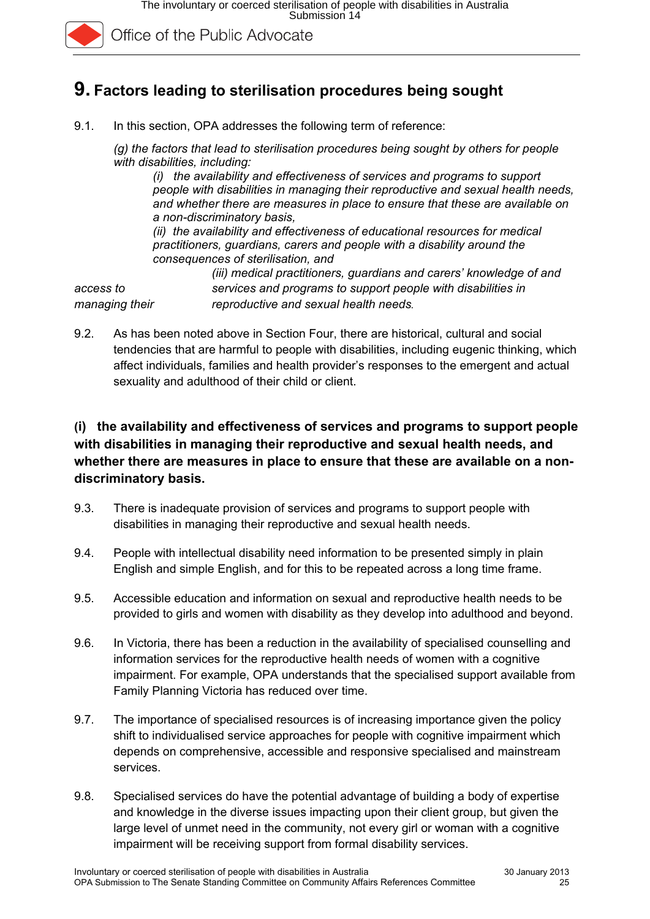# 9. Factors leading to sterilisation procedures being sought

9.1. In this section, OPA addresses the following term of reference:

*(g) the factors that lead to sterilisation procedures being sought by others for people with disabilities, including:*

*(i) the availability and effectiveness of services and programs to support people with disabilities in managing their reproductive and sexual health needs, and whether there are measures in place to ensure that these are available on a non-discriminatory basis,*

*(ii) the availability and effectiveness of educational resources for medical practitioners, guardians, carers and people with a disability around the consequences of sterilisation, and*

*(iii) medical practitioners, guardians and carers' knowledge of and access to services and programs to support people with disabilities in managing their reproductive and sexual health needs.*

9.2. As has been noted above in Section Four, there are historical, cultural and social tendencies that are harmful to people with disabilities, including eugenic thinking, which affect individuals, families and health provider's responses to the emergent and actual sexuality and adulthood of their child or client.

**(i) the availability and effectiveness of services and programs to support people with disabilities in managing their reproductive and sexual health needs, and whether there are measures in place to ensure that these are available on a non-discriminatory basis.**

9.3. There is inadequate provision of services and programs to support people with disabilities in managing their reproductive and sexual health needs.

9.4. People with intellectual disability need information to be presented simply in plain English and simple English, and for this to be repeated across a long time frame.

9.5. Accessible education and information on sexual and reproductive health needs to be provided to girls and women with disability as they develop into adulthood and beyond.

9.6. In Victoria, there has been a reduction in the availability of specialised counselling and information services for the reproductive health needs of women with a cognitive impairment. For example, OPA understands that the specialised support available from Family Planning Victoria has reduced over time.

9.7. The importance of specialised resources is of increasing importance given the policy shift to individualised service approaches for people with cognitive impairment which depends on comprehensive, accessible and responsive specialised and mainstream services.

9.8. Specialised services do have the potential advantage of building a body of expertise and knowledge in the diverse issues impacting upon their client group, but given the large level of unmet need in the community, not every girl or woman with a cognitive impairment will be receiving support from formal disability services.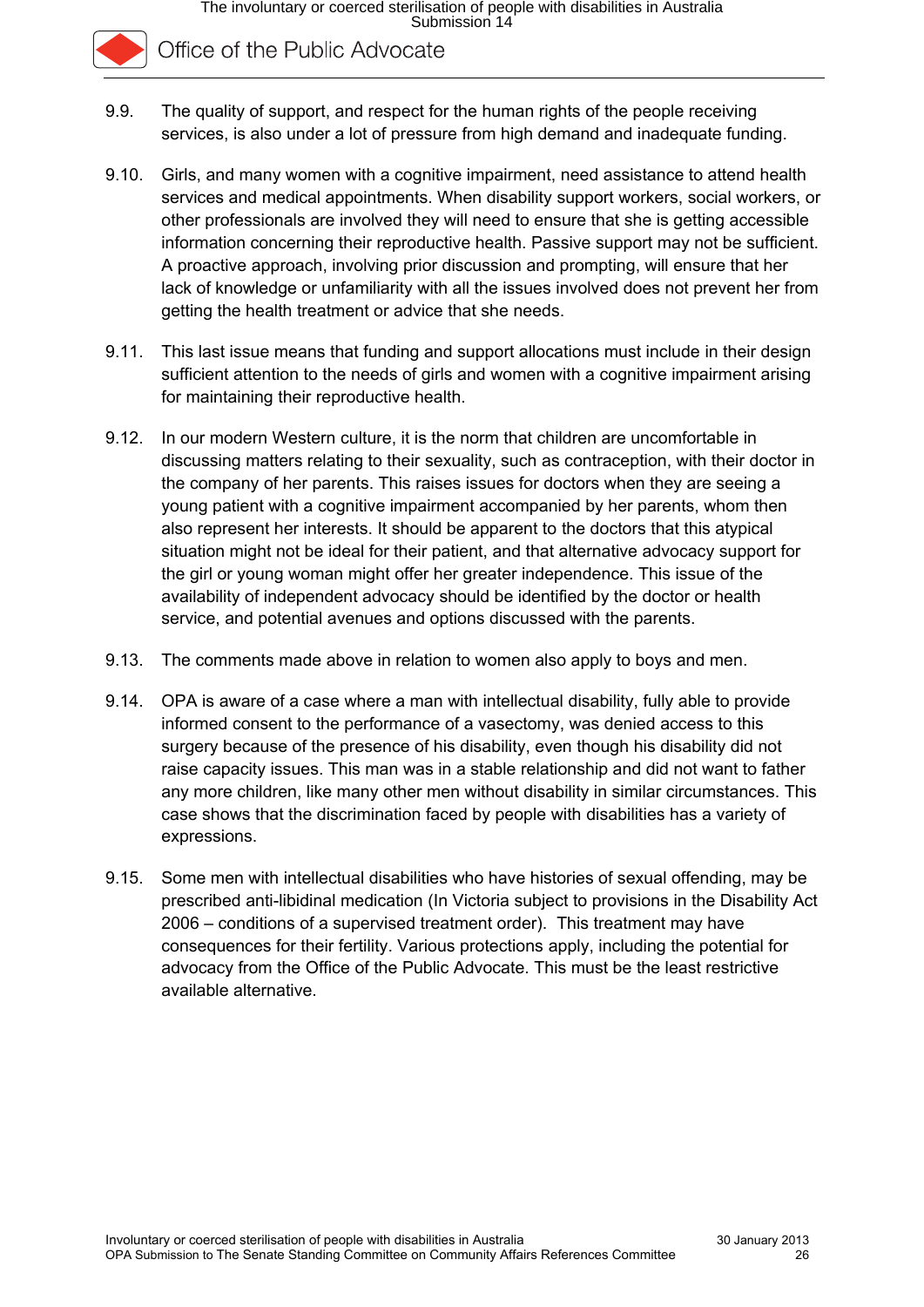9.9. The quality of support, and respect for the human rights of the people receiving services, is also under a lot of pressure from high demand and inadequate funding.

9.10. Girls, and many women with a cognitive impairment, need assistance to attend health services and medical appointments. When disability support workers, social workers, or other professionals are involved they will need to ensure that she is getting accessible information concerning their reproductive health. Passive support may not be sufficient. A proactive approach, involving prior discussion and prompting, will ensure that her lack of knowledge or unfamiliarity with all the issues involved does not prevent her from getting the health treatment or advice that she needs.

9.11. This last issue means that funding and support allocations must include in their design sufficient attention to the needs of girls and women with a cognitive impairment arising for maintaining their reproductive health.

9.12. In our modern Western culture, it is the norm that children are uncomfortable in discussing matters relating to their sexuality, such as contraception, with their doctor in the company of her parents. This raises issues for doctors when they are seeing a young patient with a cognitive impairment accompanied by her parents, whom then also represent her interests. It should be apparent to the doctors that this atypical situation might not be ideal for their patient, and that alternative advocacy support for the girl or young woman might offer her greater independence. This issue of the availability of independent advocacy should be identified by the doctor or health service, and potential avenues and options discussed with the parents.

9.13. The comments made above in relation to women also apply to boys and men.

9.14. OPA is aware of a case where a man with intellectual disability, fully able to provide informed consent to the performance of a vasectomy, was denied access to this surgery because of the presence of his disability, even though his disability did not raise capacity issues. This man was in a stable relationship and did not want to father any more children, like many other men without disability in similar circumstances. This case shows that the discrimination faced by people with disabilities has a variety of expressions.

9.15. Some men with intellectual disabilities who have histories of sexual offending, may be prescribed anti-libidinal medication (In Victoria subject to provisions in the Disability Act 2006 – conditions of a supervised treatment order). This treatment may have consequences for their fertility. Various protections apply, including the potential for advocacy from the Office of the Public Advocate. This must be the least restrictive available alternative.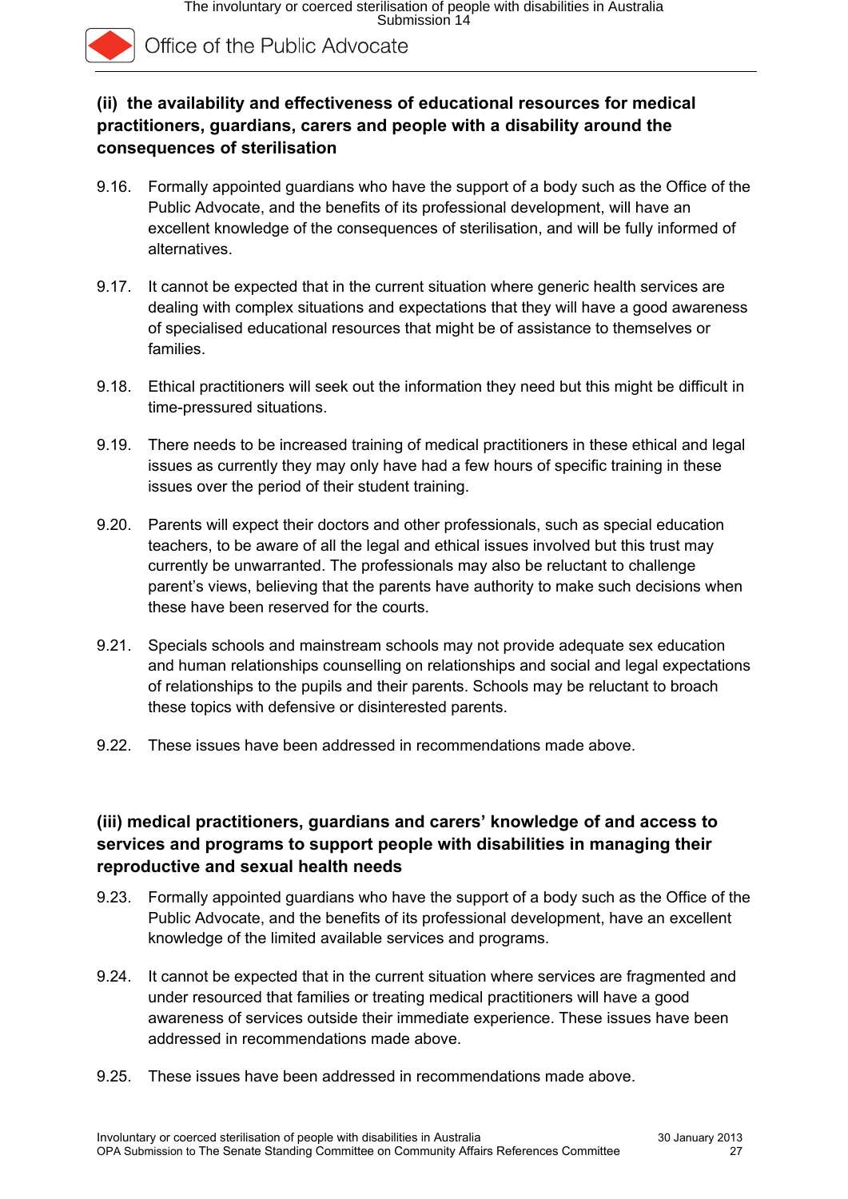### (ii) the availability and effectiveness of educational resources for medical practitioners, guardians, carers and people with a disability around the consequences of sterilisation

9.16. Formally appointed guardians who have the support of a body such as the Office of the Public Advocate, and the benefits of its professional development, will have an excellent knowledge of the consequences of sterilisation, and will be fully informed of alternatives.

9.17. It cannot be expected that in the current situation where generic health services are dealing with complex situations and expectations that they will have a good awareness of specialised educational resources that might be of assistance to themselves or families.

9.18. Ethical practitioners will seek out the information they need but this might be difficult in time-pressured situations.

9.19. There needs to be increased training of medical practitioners in these ethical and legal issues as currently they may only have had a few hours of specific training in these issues over the period of their student training.

9.20. Parents will expect their doctors and other professionals, such as special education teachers, to be aware of all the legal and ethical issues involved but this trust may currently be unwarranted. The professionals may also be reluctant to challenge parent's views, believing that the parents have authority to make such decisions when these have been reserved for the courts.

9.21. Specials schools and mainstream schools may not provide adequate sex education and human relationships counselling on relationships and social and legal expectations of relationships to the pupils and their parents. Schools may be reluctant to broach these topics with defensive or disinterested parents.

9.22. These issues have been addressed in recommendations made above.

### (iii) medical practitioners, guardians and carers' knowledge of and access to services and programs to support people with disabilities in managing their reproductive and sexual health needs

9.23. Formally appointed guardians who have the support of a body such as the Office of the Public Advocate, and the benefits of its professional development, have an excellent knowledge of the limited available services and programs.

9.24. It cannot be expected that in the current situation where services are fragmented and under resourced that families or treating medical practitioners will have a good awareness of services outside their immediate experience. These issues have been addressed in recommendations made above.

9.25. These issues have been addressed in recommendations made above.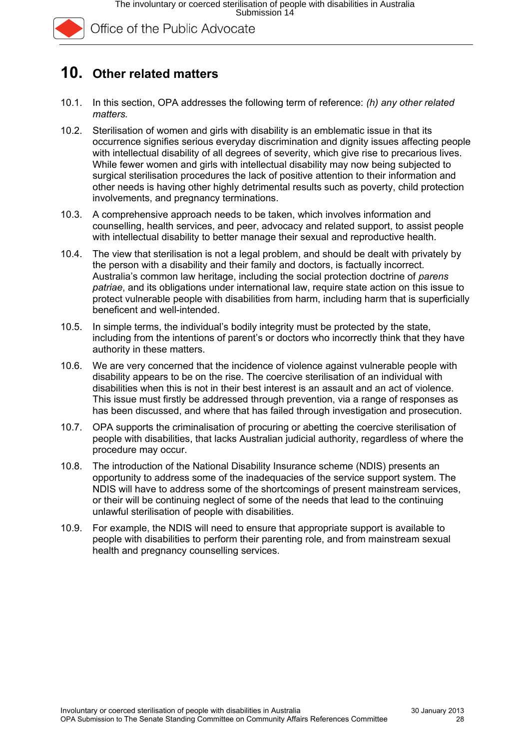# 10. Other related matters

10.1. In this section, OPA addresses the following term of reference: *(h) any other related matters.*

10.2. Sterilisation of women and girls with disability is an emblematic issue in that its occurrence signifies serious everyday discrimination and dignity issues affecting people with intellectual disability of all degrees of severity, which give rise to precarious lives. While fewer women and girls with intellectual disability may now being subjected to surgical sterilisation procedures the lack of positive attention to their information and other needs is having other highly detrimental results such as poverty, child protection involvements, and pregnancy terminations.

10.3. A comprehensive approach needs to be taken, which involves information and counselling, health services, and peer, advocacy and related support, to assist people with intellectual disability to better manage their sexual and reproductive health.

10.4. The view that sterilisation is not a legal problem, and should be dealt with privately by the person with a disability and their family and doctors, is factually incorrect. Australia's common law heritage, including the social protection doctrine of *parens patriae*, and its obligations under international law, require state action on this issue to protect vulnerable people with disabilities from harm, including harm that is superficially beneficent and well-intended.

10.5. In simple terms, the individual's bodily integrity must be protected by the state, including from the intentions of parent's or doctors who incorrectly think that they have authority in these matters.

10.6. We are very concerned that the incidence of violence against vulnerable people with disability appears to be on the rise. The coercive sterilisation of an individual with disabilities when this is not in their best interest is an assault and an act of violence. This issue must firstly be addressed through prevention, via a range of responses as has been discussed, and where that has failed through investigation and prosecution.

10.7. OPA supports the criminalisation of procuring or abetting the coercive sterilisation of people with disabilities, that lacks Australian judicial authority, regardless of where the procedure may occur.

10.8. The introduction of the National Disability Insurance scheme (NDIS) presents an opportunity to address some of the inadequacies of the service support system. The NDIS will have to address some of the shortcomings of present mainstream services, or their will be continuing neglect of some of the needs that lead to the continuing unlawful sterilisation of people with disabilities.

10.9. For example, the NDIS will need to ensure that appropriate support is available to people with disabilities to perform their parenting role, and from mainstream sexual health and pregnancy counselling services.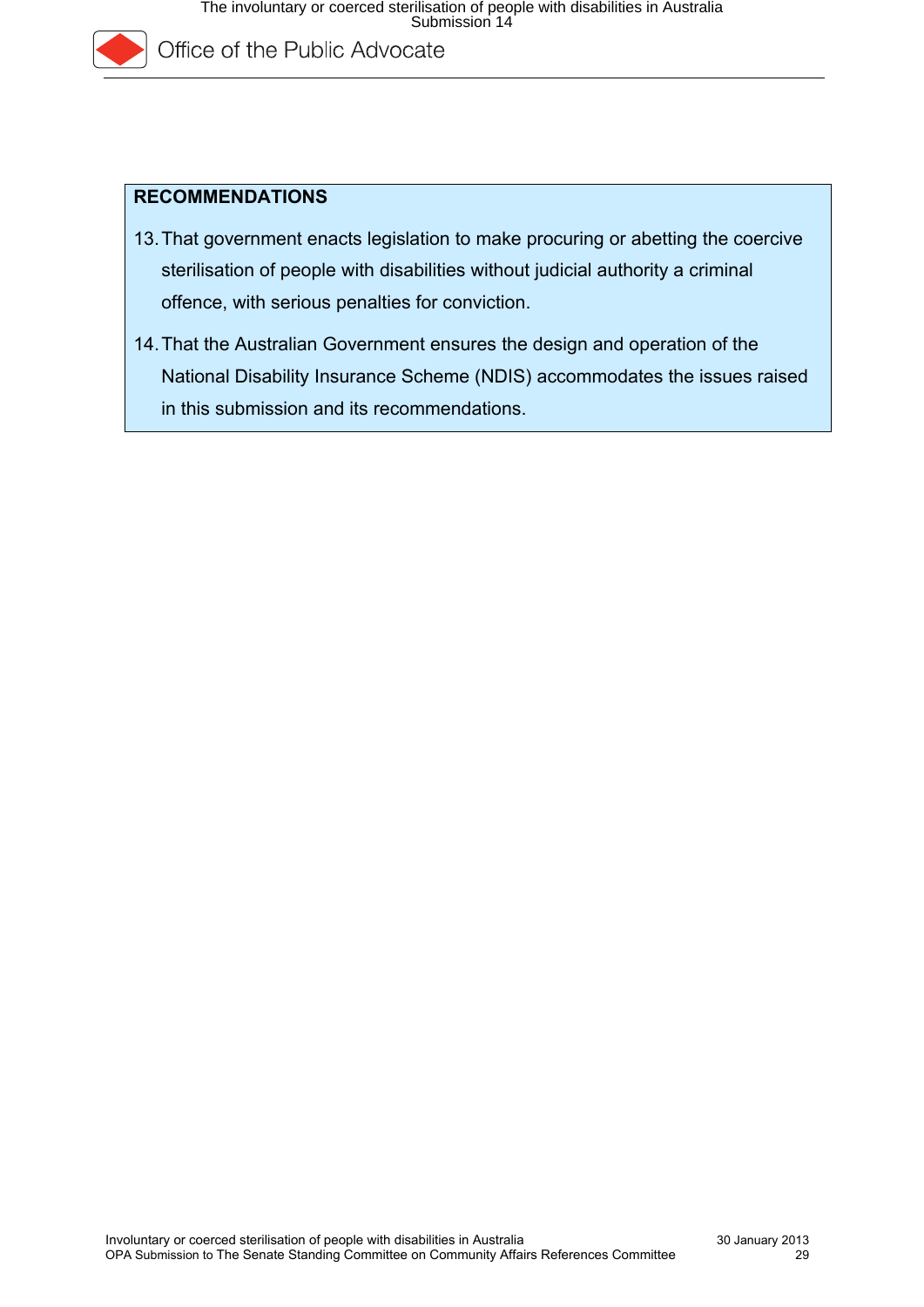**RECOMMENDATIONS**

13. That government enacts legislation to make procuring or abetting the coercive sterilisation of people with disabilities without judicial authority a criminal offence, with serious penalties for conviction.
14. That the Australian Government ensures the design and operation of the National Disability Insurance Scheme (NDIS) accommodates the issues raised in this submission and its recommendations.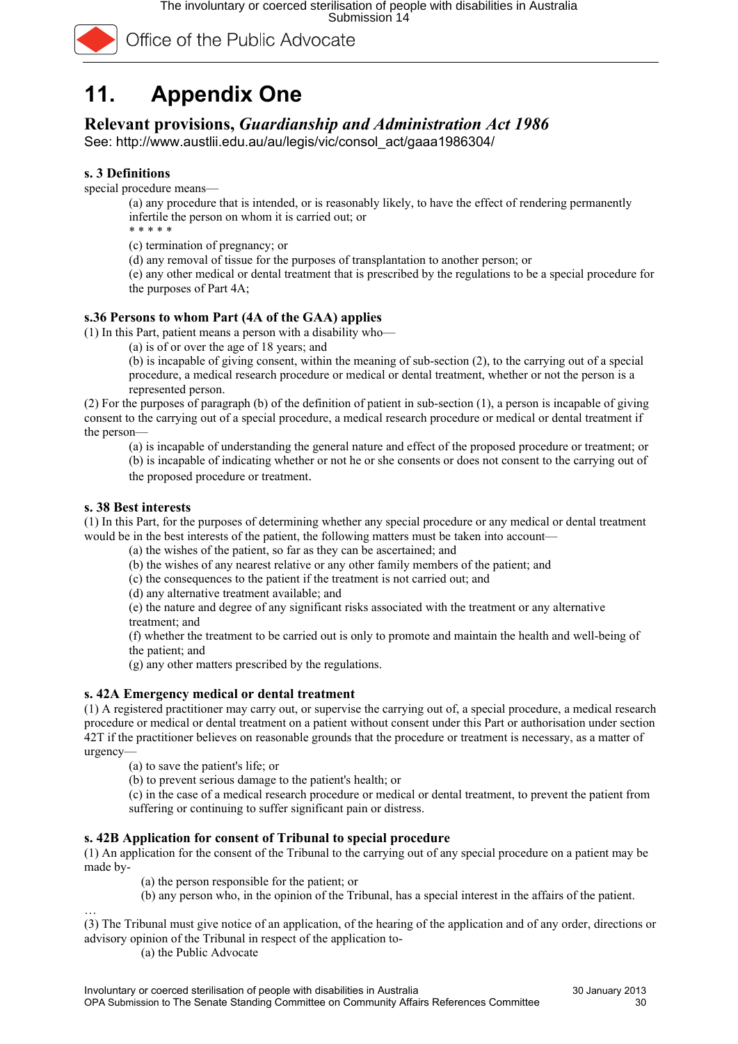# 11. Appendix One

## Relevant provisions, *Guardianship and Administration Act 1986*

See: http://www.austlii.edu.au/au/legis/vic/consol_act/gaaa1986304/

### s. 3 Definitions

special procedure means—

(a) any procedure that is intended, or is reasonably likely, to have the effect of rendering permanently infertile the person on whom it is carried out; or

* * * * *

(c) termination of pregnancy; or

(d) any removal of tissue for the purposes of transplantation to another person; or

(e) any other medical or dental treatment that is prescribed by the regulations to be a special procedure for the purposes of Part 4A;

### s.36 Persons to whom Part (4A of the GAA) applies

(1) In this Part, patient means a person with a disability who—

(a) is of or over the age of 18 years; and

(b) is incapable of giving consent, within the meaning of sub-section (2), to the carrying out of a special procedure, a medical research procedure or medical or dental treatment, whether or not the person is a represented person.

(2) For the purposes of paragraph (b) of the definition of patient in sub-section (1), a person is incapable of giving consent to the carrying out of a special procedure, a medical research procedure or medical or dental treatment if the person—

(a) is incapable of understanding the general nature and effect of the proposed procedure or treatment; or

(b) is incapable of indicating whether or not he or she consents or does not consent to the carrying out of the proposed procedure or treatment.

### s. 38 Best interests

(1) In this Part, for the purposes of determining whether any special procedure or any medical or dental treatment would be in the best interests of the patient, the following matters must be taken into account—

(a) the wishes of the patient, so far as they can be ascertained; and

(b) the wishes of any nearest relative or any other family members of the patient; and

(c) the consequences to the patient if the treatment is not carried out; and

(d) any alternative treatment available; and

(e) the nature and degree of any significant risks associated with the treatment or any alternative treatment; and

(f) whether the treatment to be carried out is only to promote and maintain the health and well-being of the patient; and

(g) any other matters prescribed by the regulations.

### s. 42A Emergency medical or dental treatment

(1) A registered practitioner may carry out, or supervise the carrying out of, a special procedure, a medical research procedure or medical or dental treatment on a patient without consent under this Part or authorisation under section 42T if the practitioner believes on reasonable grounds that the procedure or treatment is necessary, as a matter of urgency—

(a) to save the patient's life; or

(b) to prevent serious damage to the patient's health; or

(c) in the case of a medical research procedure or medical or dental treatment, to prevent the patient from suffering or continuing to suffer significant pain or distress.

### s. 42B Application for consent of Tribunal to special procedure

(1) An application for the consent of the Tribunal to the carrying out of any special procedure on a patient may be made by-

(a) the person responsible for the patient; or

(b) any person who, in the opinion of the Tribunal, has a special interest in the affairs of the patient.

…

(3) The Tribunal must give notice of an application, of the hearing of the application and of any order, directions or advisory opinion of the Tribunal in respect of the application to-

(a) the Public Advocate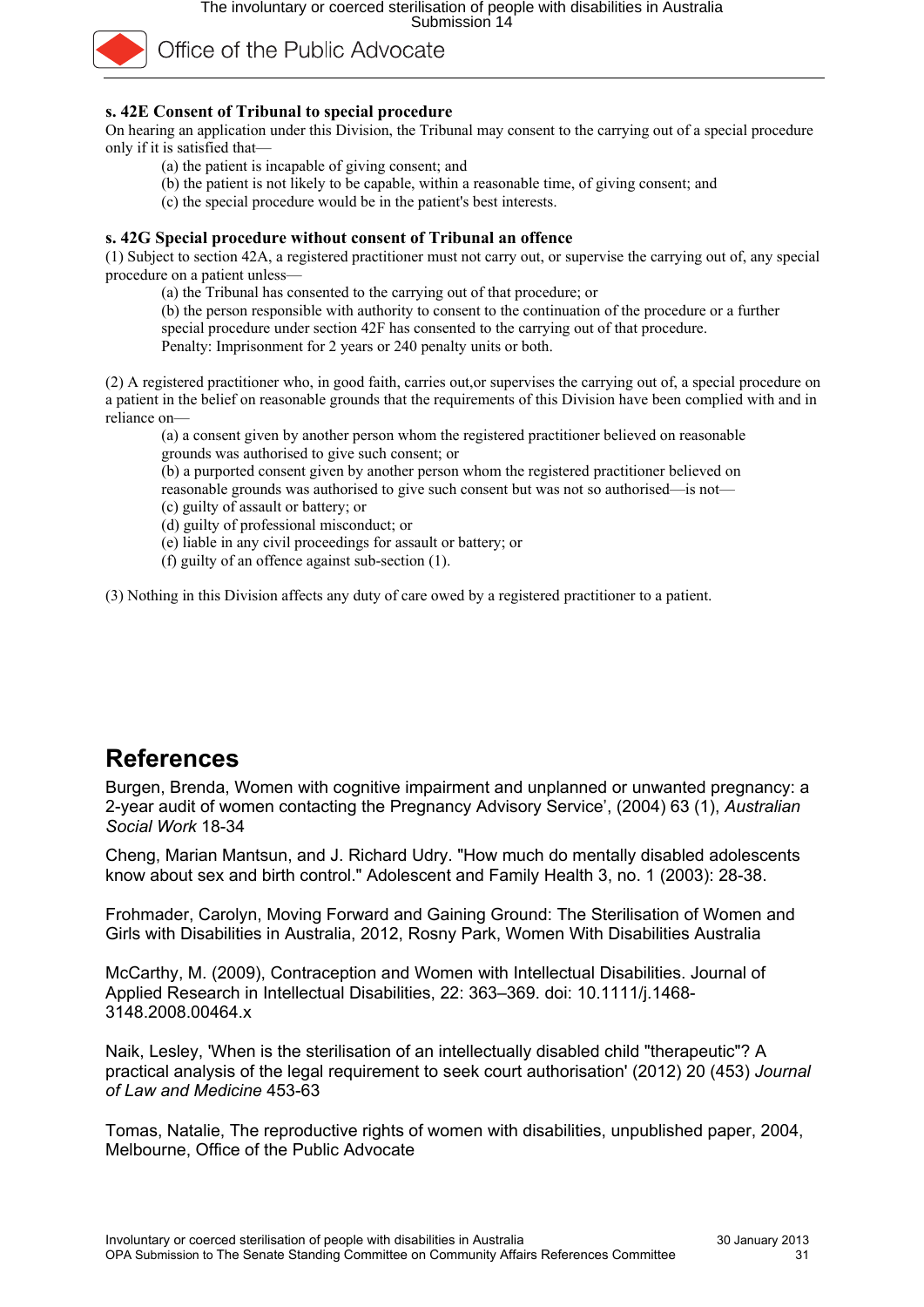**s. 42E Consent of Tribunal to special procedure**

On hearing an application under this Division, the Tribunal may consent to the carrying out of a special procedure only if it is satisfied that—

(a) the patient is incapable of giving consent; and
(b) the patient is not likely to be capable, within a reasonable time, of giving consent; and
(c) the special procedure would be in the patient's best interests.

**s. 42G Special procedure without consent of Tribunal an offence**

(1) Subject to section 42A, a registered practitioner must not carry out, or supervise the carrying out of, any special procedure on a patient unless—

(a) the Tribunal has consented to the carrying out of that procedure; or
(b) the person responsible with authority to consent to the continuation of the procedure or a further special procedure under section 42F has consented to the carrying out of that procedure.
Penalty: Imprisonment for 2 years or 240 penalty units or both.

(2) A registered practitioner who, in good faith, carries out,or supervises the carrying out of, a special procedure on a patient in the belief on reasonable grounds that the requirements of this Division have been complied with and in reliance on—

(a) a consent given by another person whom the registered practitioner believed on reasonable grounds was authorised to give such consent; or
(b) a purported consent given by another person whom the registered practitioner believed on reasonable grounds was authorised to give such consent but was not so authorised—is not—
(c) guilty of assault or battery; or
(d) guilty of professional misconduct; or
(e) liable in any civil proceedings for assault or battery; or
(f) guilty of an offence against sub-section (1).

(3) Nothing in this Division affects any duty of care owed by a registered practitioner to a patient.

## References

Burgen, Brenda, Women with cognitive impairment and unplanned or unwanted pregnancy: a 2-year audit of women contacting the Pregnancy Advisory Service', (2004) 63 (1), *Australian Social Work* 18-34

Cheng, Marian Mantsun, and J. Richard Udry. "How much do mentally disabled adolescents know about sex and birth control." Adolescent and Family Health 3, no. 1 (2003): 28-38.

Frohmader, Carolyn, Moving Forward and Gaining Ground: The Sterilisation of Women and Girls with Disabilities in Australia, 2012, Rosny Park, Women With Disabilities Australia

McCarthy, M. (2009), Contraception and Women with Intellectual Disabilities. Journal of Applied Research in Intellectual Disabilities, 22: 363–369. doi: 10.1111/j.1468-3148.2008.00464.x

Naik, Lesley, 'When is the sterilisation of an intellectually disabled child "therapeutic"? A practical analysis of the legal requirement to seek court authorisation' (2012) 20 (453) *Journal of Law and Medicine* 453-63

Tomas, Natalie, The reproductive rights of women with disabilities, unpublished paper, 2004, Melbourne, Office of the Public Advocate